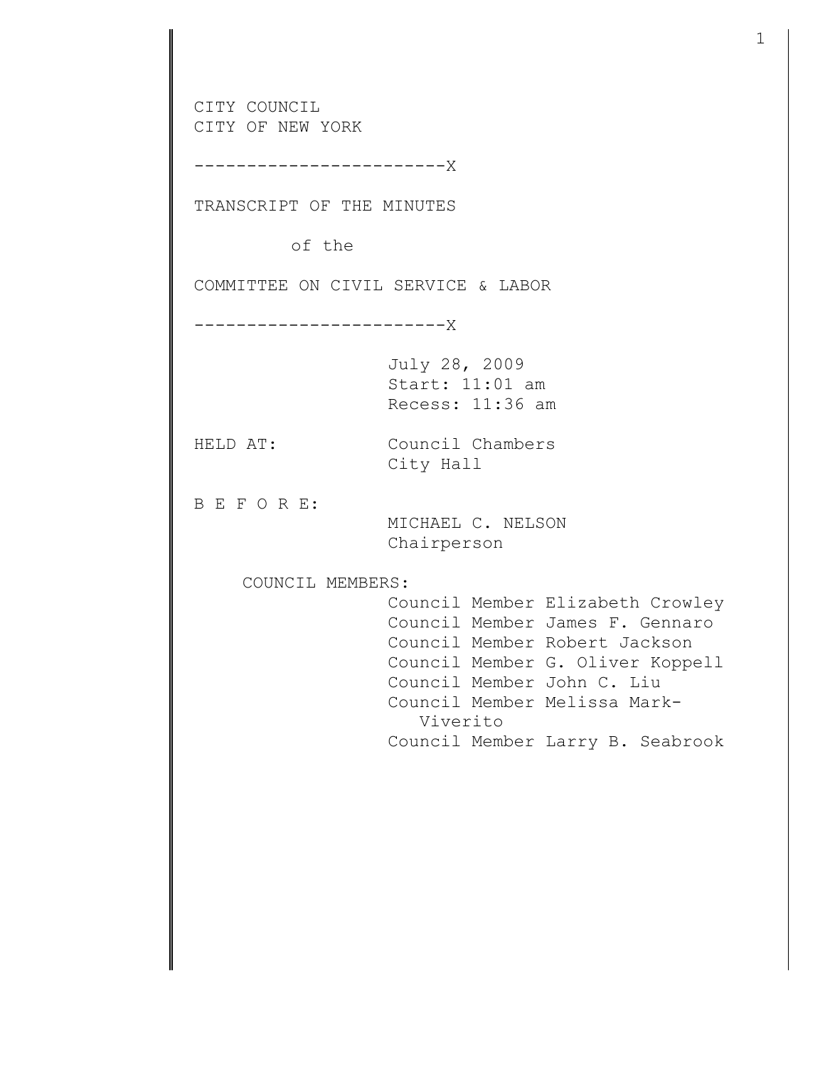CITY COUNCIL
CITY OF NEW YORK

------------------------X

TRANSCRIPT OF THE MINUTES

of the

COMMITTEE ON CIVIL SERVICE & LABOR

------------------------X

July 28, 2009
Start: 11:01 am
Recess: 11:36 am

HELD AT: Council Chambers
City Hall

B E F O R E:

MICHAEL C. NELSON
Chairperson

COUNCIL MEMBERS:

Council Member Elizabeth Crowley
Council Member James F. Gennaro
Council Member Robert Jackson
Council Member G. Oliver Koppell
Council Member John C. Liu
Council Member Melissa Mark-Viverito
Council Member Larry B. Seabrook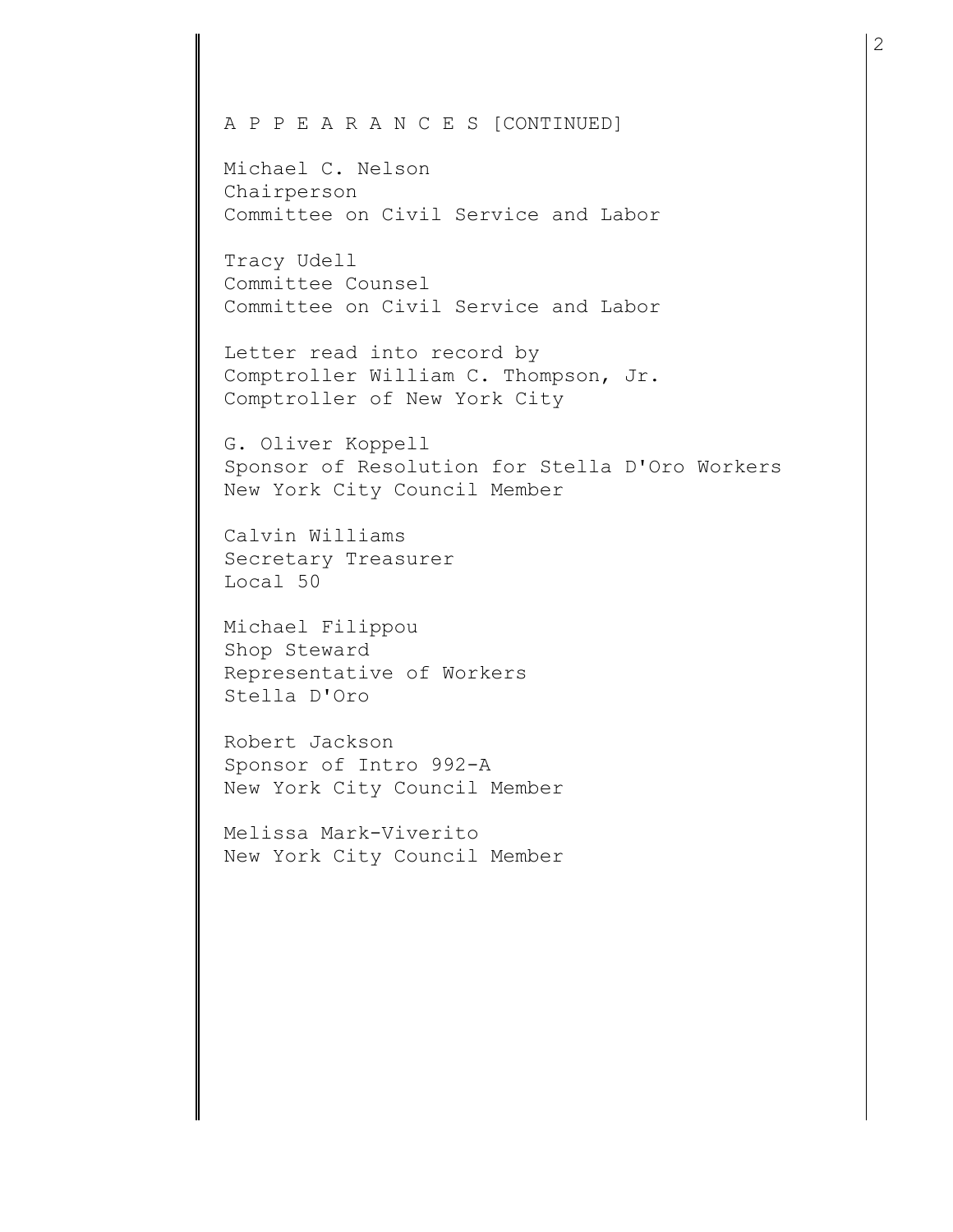A P P E A R A N C E S [CONTINUED]

Michael C. Nelson
Chairperson
Committee on Civil Service and Labor

Tracy Udell
Committee Counsel
Committee on Civil Service and Labor

Letter read into record by
Comptroller William C. Thompson, Jr.
Comptroller of New York City

G. Oliver Koppell
Sponsor of Resolution for Stella D'Oro Workers
New York City Council Member

Calvin Williams
Secretary Treasurer
Local 50

Michael Filippou
Shop Steward
Representative of Workers
Stella D'Oro

Robert Jackson
Sponsor of Intro 992-A
New York City Council Member

Melissa Mark-Viverito
New York City Council Member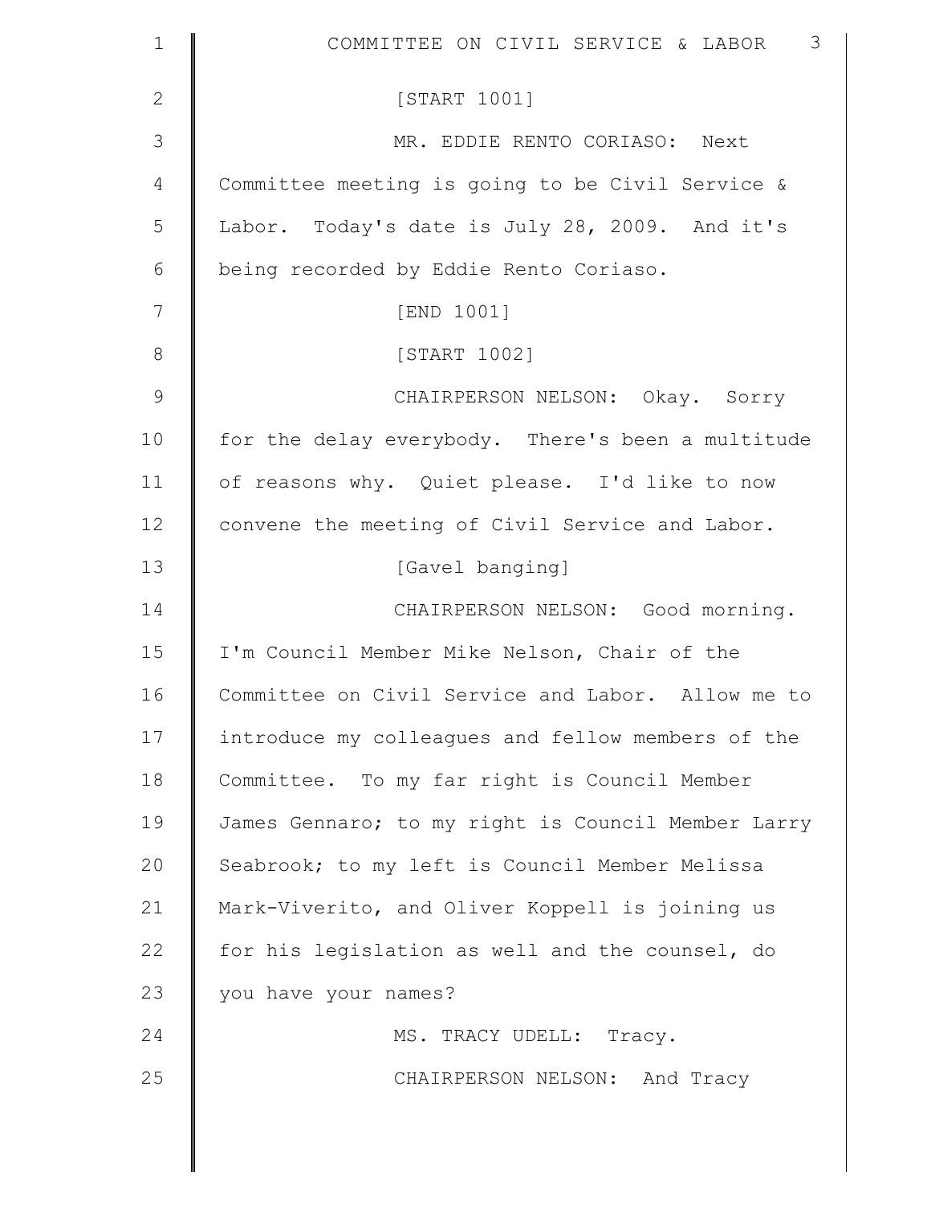[START 1001]

MR. EDDIE RENTO CORIASO: Next Committee meeting is going to be Civil Service & Labor. Today's date is July 28, 2009. And it's being recorded by Eddie Rento Coriaso.

[END 1001]

[START 1002]

CHAIRPERSON NELSON: Okay. Sorry for the delay everybody. There's been a multitude of reasons why. Quiet please. I'd like to now convene the meeting of Civil Service and Labor.

[Gavel banging]

CHAIRPERSON NELSON: Good morning. I'm Council Member Mike Nelson, Chair of the Committee on Civil Service and Labor. Allow me to introduce my colleagues and fellow members of the Committee. To my far right is Council Member James Gennaro; to my right is Council Member Larry Seabrook; to my left is Council Member Melissa Mark-Viverito, and Oliver Koppell is joining us for his legislation as well and the counsel, do you have your names?

MS. TRACY UDELL: Tracy.

CHAIRPERSON NELSON: And Tracy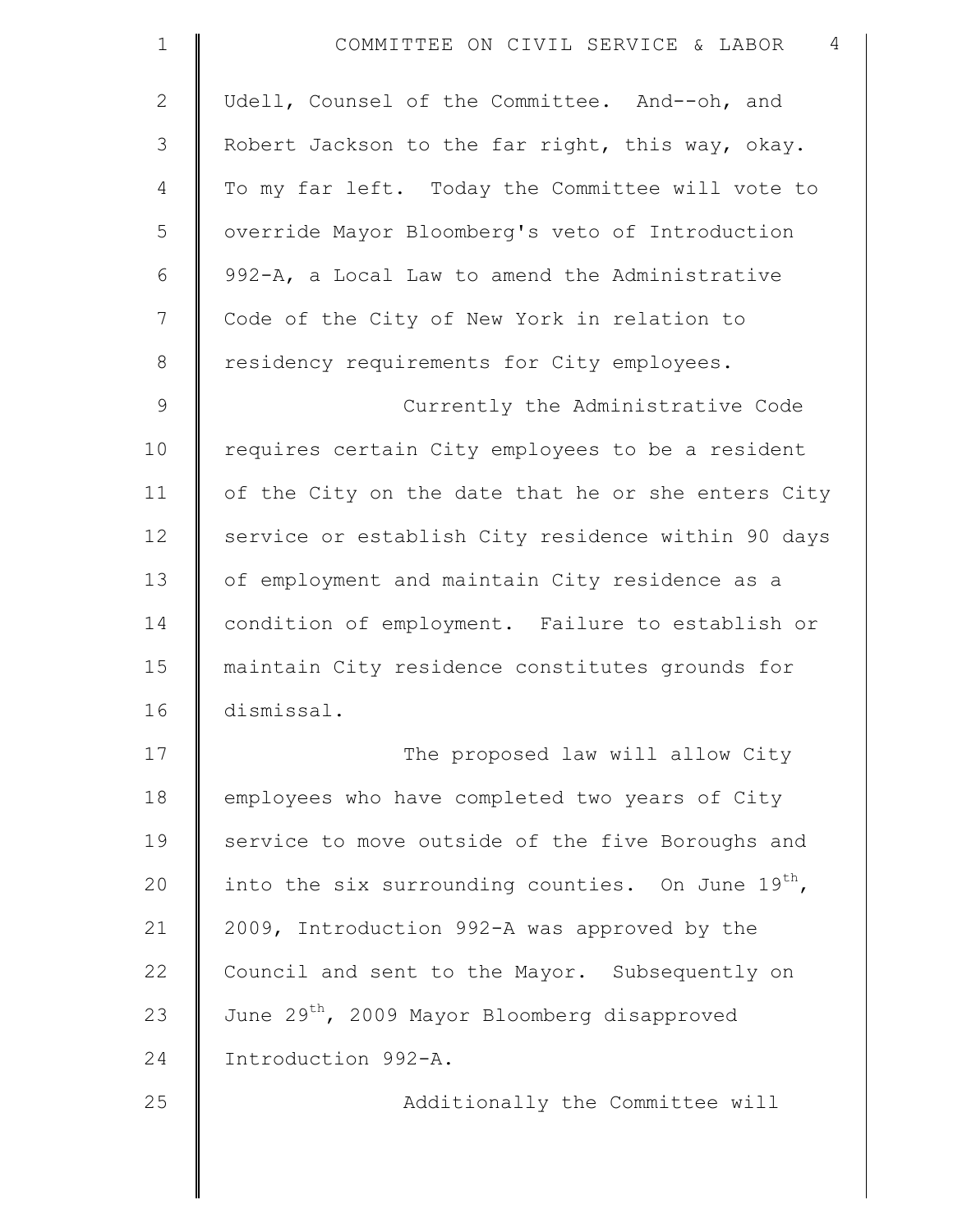Udell, Counsel of the Committee. And--oh, and Robert Jackson to the far right, this way, okay. To my far left. Today the Committee will vote to override Mayor Bloomberg's veto of Introduction 992-A, a Local Law to amend the Administrative Code of the City of New York in relation to residency requirements for City employees.

Currently the Administrative Code requires certain City employees to be a resident of the City on the date that he or she enters City service or establish City residence within 90 days of employment and maintain City residence as a condition of employment. Failure to establish or maintain City residence constitutes grounds for dismissal.

The proposed law will allow City employees who have completed two years of City service to move outside of the five Boroughs and into the six surrounding counties. On June 19th, 2009, Introduction 992-A was approved by the Council and sent to the Mayor. Subsequently on June 29th, 2009 Mayor Bloomberg disapproved Introduction 992-A.

Additionally the Committee will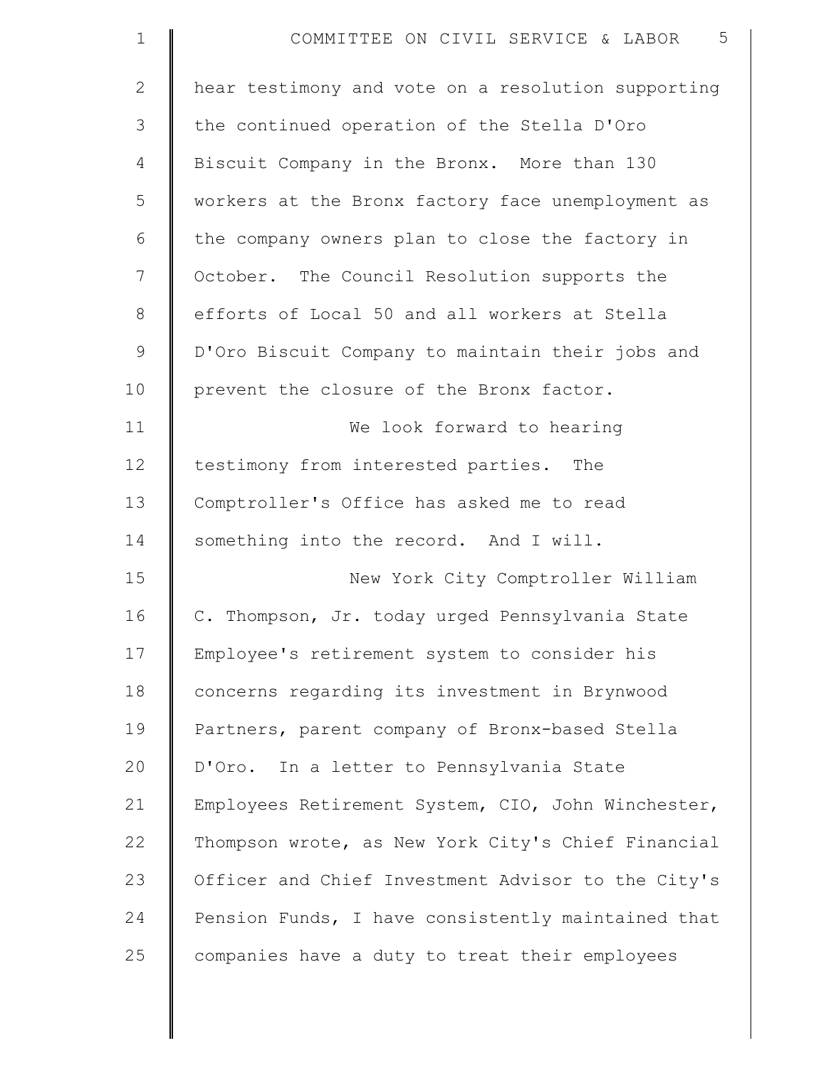hear testimony and vote on a resolution supporting the continued operation of the Stella D'Oro Biscuit Company in the Bronx. More than 130 workers at the Bronx factory face unemployment as the company owners plan to close the factory in October. The Council Resolution supports the efforts of Local 50 and all workers at Stella D'Oro Biscuit Company to maintain their jobs and prevent the closure of the Bronx factor.

We look forward to hearing testimony from interested parties. The Comptroller's Office has asked me to read something into the record. And I will.

New York City Comptroller William C. Thompson, Jr. today urged Pennsylvania State Employee's retirement system to consider his concerns regarding its investment in Brynwood Partners, parent company of Bronx-based Stella D'Oro. In a letter to Pennsylvania State Employees Retirement System, CIO, John Winchester, Thompson wrote, as New York City's Chief Financial Officer and Chief Investment Advisor to the City's Pension Funds, I have consistently maintained that companies have a duty to treat their employees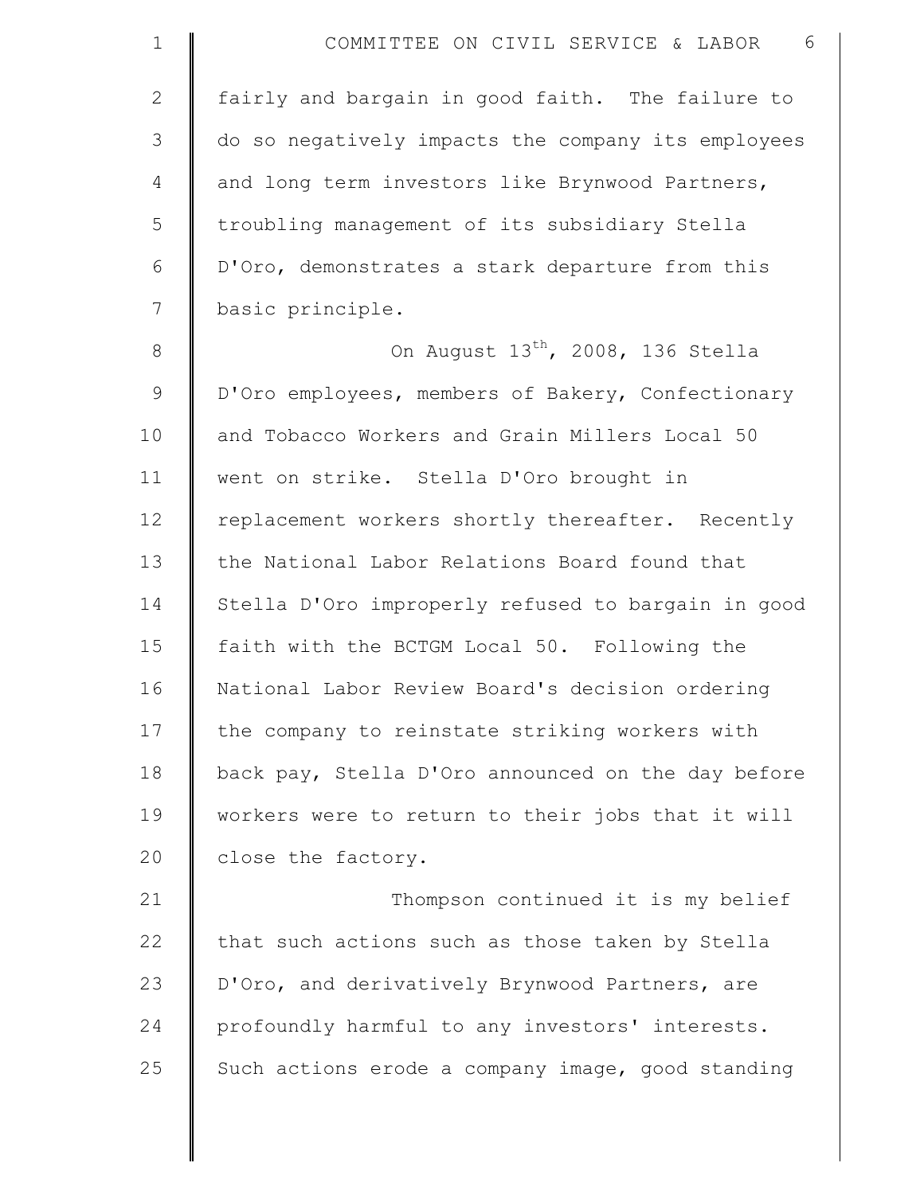fairly and bargain in good faith. The failure to do so negatively impacts the company its employees and long term investors like Brynwood Partners, troubling management of its subsidiary Stella D'Oro, demonstrates a stark departure from this basic principle.

On August 13th, 2008, 136 Stella D'Oro employees, members of Bakery, Confectionary and Tobacco Workers and Grain Millers Local 50 went on strike. Stella D'Oro brought in replacement workers shortly thereafter. Recently the National Labor Relations Board found that Stella D'Oro improperly refused to bargain in good faith with the BCTGM Local 50. Following the National Labor Review Board's decision ordering the company to reinstate striking workers with back pay, Stella D'Oro announced on the day before workers were to return to their jobs that it will close the factory.

Thompson continued it is my belief that such actions such as those taken by Stella D'Oro, and derivatively Brynwood Partners, are profoundly harmful to any investors' interests. Such actions erode a company image, good standing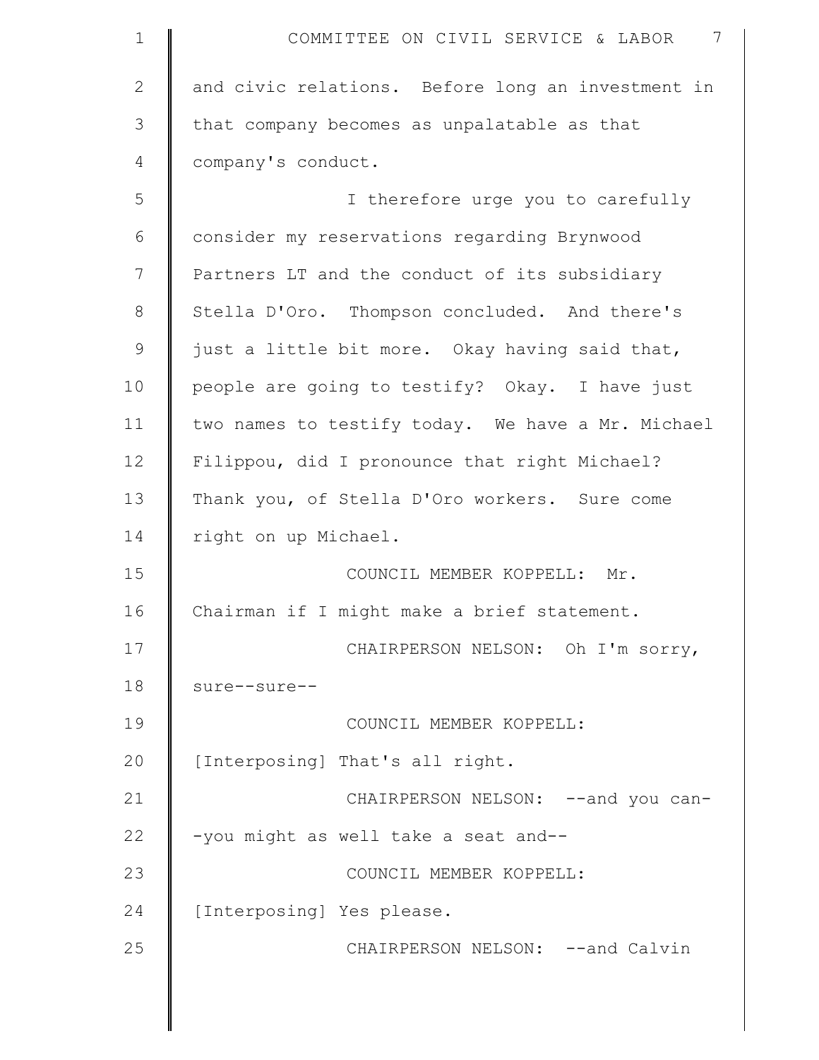and civic relations. Before long an investment in that company becomes as unpalatable as that company's conduct.

I therefore urge you to carefully consider my reservations regarding Brynwood Partners LT and the conduct of its subsidiary Stella D'Oro. Thompson concluded. And there's just a little bit more. Okay having said that, people are going to testify? Okay. I have just two names to testify today. We have a Mr. Michael Filippou, did I pronounce that right Michael? Thank you, of Stella D'Oro workers. Sure come right on up Michael.

COUNCIL MEMBER KOPPELL: Mr. Chairman if I might make a brief statement.

CHAIRPERSON NELSON: Oh I'm sorry, sure--sure--

COUNCIL MEMBER KOPPELL: [Interposing] That's all right.

CHAIRPERSON NELSON: --and you can--you might as well take a seat and--

COUNCIL MEMBER KOPPELL: [Interposing] Yes please.

CHAIRPERSON NELSON: --and Calvin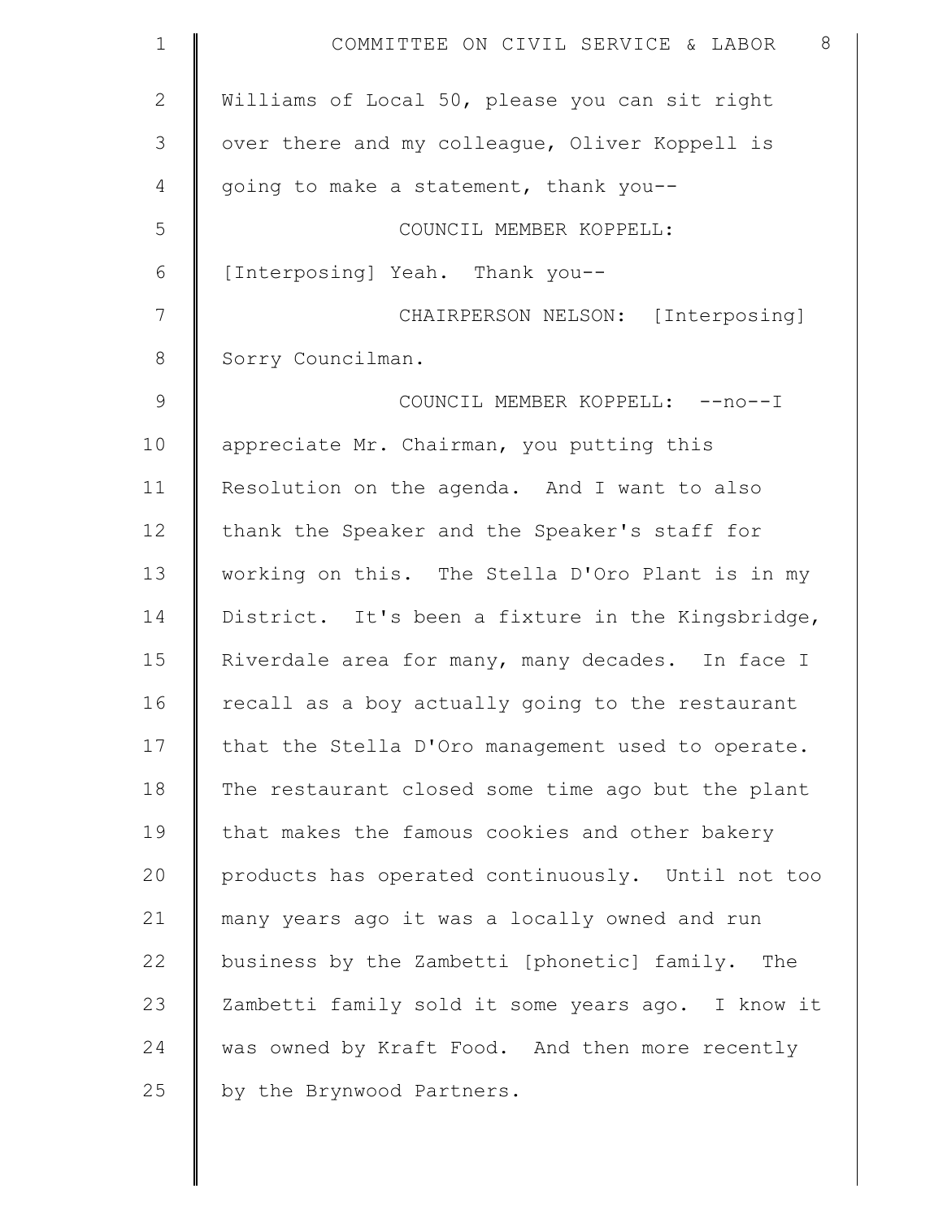Williams of Local 50, please you can sit right over there and my colleague, Oliver Koppell is going to make a statement, thank you--

COUNCIL MEMBER KOPPELL: [Interposing] Yeah. Thank you--

CHAIRPERSON NELSON: [Interposing] Sorry Councilman.

COUNCIL MEMBER KOPPELL: --no--I appreciate Mr. Chairman, you putting this Resolution on the agenda. And I want to also thank the Speaker and the Speaker's staff for working on this. The Stella D'Oro Plant is in my District. It's been a fixture in the Kingsbridge, Riverdale area for many, many decades. In face I recall as a boy actually going to the restaurant that the Stella D'Oro management used to operate. The restaurant closed some time ago but the plant that makes the famous cookies and other bakery products has operated continuously. Until not too many years ago it was a locally owned and run business by the Zambetti [phonetic] family. The Zambetti family sold it some years ago. I know it was owned by Kraft Food. And then more recently by the Brynwood Partners.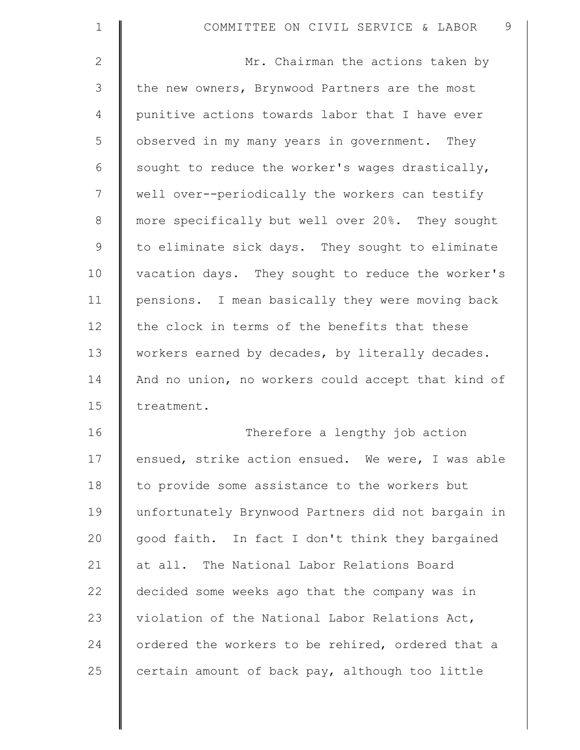Mr. Chairman the actions taken by the new owners, Brynwood Partners are the most punitive actions towards labor that I have ever observed in my many years in government. They sought to reduce the worker's wages drastically, well over--periodically the workers can testify more specifically but well over 20%. They sought to eliminate sick days. They sought to eliminate vacation days. They sought to reduce the worker's pensions. I mean basically they were moving back the clock in terms of the benefits that these workers earned by decades, by literally decades. And no union, no workers could accept that kind of treatment.

Therefore a lengthy job action ensued, strike action ensued. We were, I was able to provide some assistance to the workers but unfortunately Brynwood Partners did not bargain in good faith. In fact I don't think they bargained at all. The National Labor Relations Board decided some weeks ago that the company was in violation of the National Labor Relations Act, ordered the workers to be rehired, ordered that a certain amount of back pay, although too little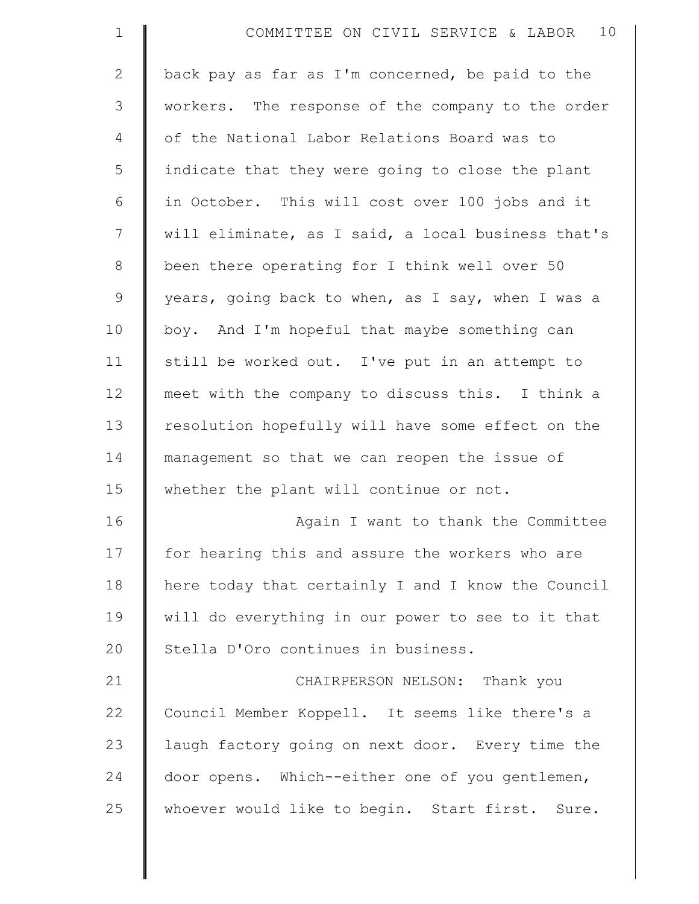back pay as far as I'm concerned, be paid to the workers. The response of the company to the order of the National Labor Relations Board was to indicate that they were going to close the plant in October. This will cost over 100 jobs and it will eliminate, as I said, a local business that's been there operating for I think well over 50 years, going back to when, as I say, when I was a boy. And I'm hopeful that maybe something can still be worked out. I've put in an attempt to meet with the company to discuss this. I think a resolution hopefully will have some effect on the management so that we can reopen the issue of whether the plant will continue or not.

Again I want to thank the Committee for hearing this and assure the workers who are here today that certainly I and I know the Council will do everything in our power to see to it that Stella D'Oro continues in business.

CHAIRPERSON NELSON: Thank you Council Member Koppell. It seems like there's a laugh factory going on next door. Every time the door opens. Which--either one of you gentlemen, whoever would like to begin. Start first. Sure.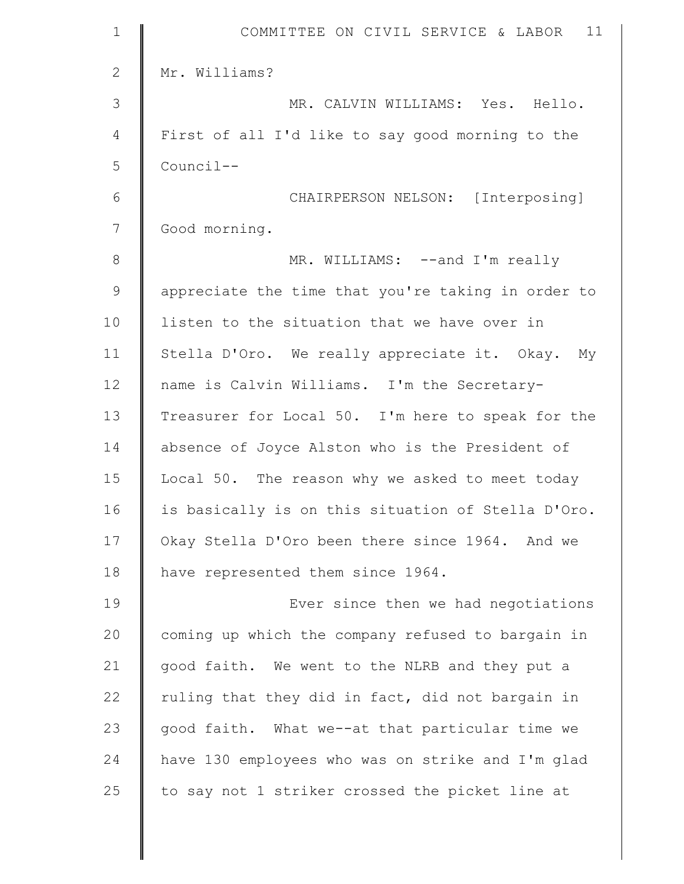Mr. Williams?

MR. CALVIN WILLIAMS: Yes. Hello. First of all I'd like to say good morning to the Council--

CHAIRPERSON NELSON: [Interposing] Good morning.

MR. WILLIAMS: --and I'm really appreciate the time that you're taking in order to listen to the situation that we have over in Stella D'Oro. We really appreciate it. Okay. My name is Calvin Williams. I'm the Secretary-Treasurer for Local 50. I'm here to speak for the absence of Joyce Alston who is the President of Local 50. The reason why we asked to meet today is basically is on this situation of Stella D'Oro. Okay Stella D'Oro been there since 1964. And we have represented them since 1964.

Ever since then we had negotiations coming up which the company refused to bargain in good faith. We went to the NLRB and they put a ruling that they did in fact, did not bargain in good faith. What we--at that particular time we have 130 employees who was on strike and I'm glad to say not 1 striker crossed the picket line at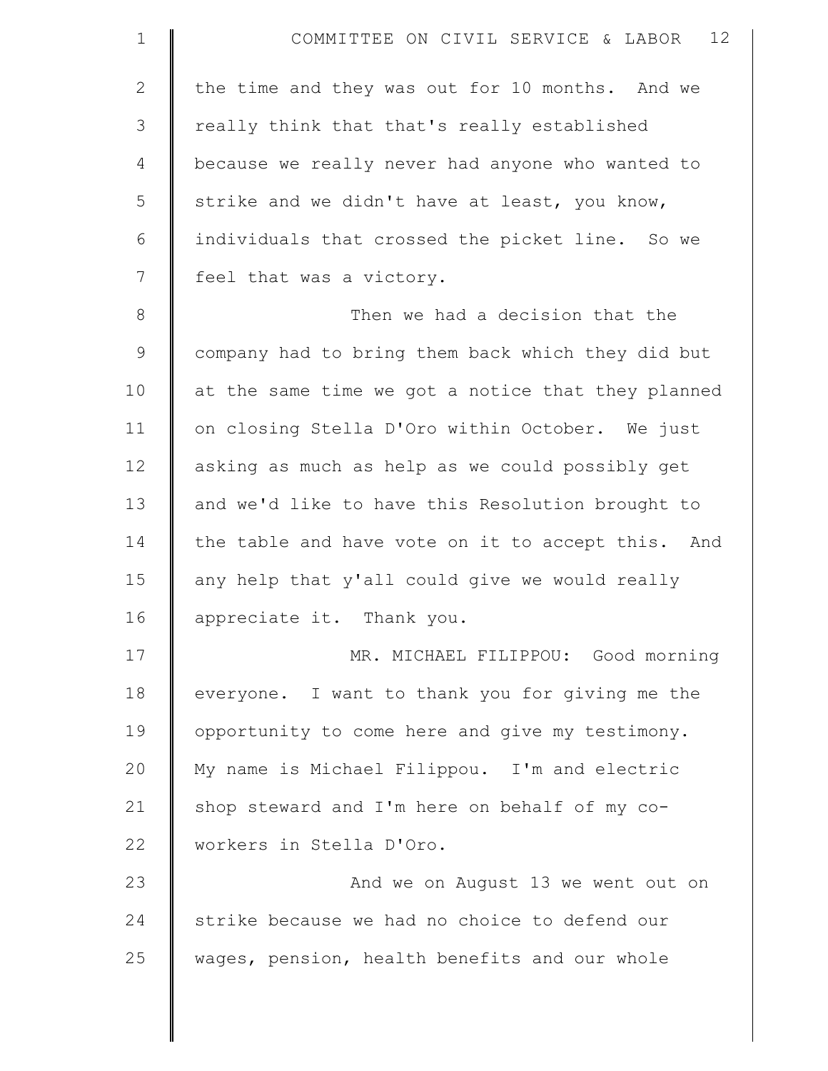the time and they was out for 10 months. And we really think that that's really established because we really never had anyone who wanted to strike and we didn't have at least, you know, individuals that crossed the picket line. So we feel that was a victory.

Then we had a decision that the company had to bring them back which they did but at the same time we got a notice that they planned on closing Stella D'Oro within October. We just asking as much as help as we could possibly get and we'd like to have this Resolution brought to the table and have vote on it to accept this. And any help that y'all could give we would really appreciate it. Thank you.

MR. MICHAEL FILIPPOU: Good morning everyone. I want to thank you for giving me the opportunity to come here and give my testimony. My name is Michael Filippou. I'm and electric shop steward and I'm here on behalf of my co-workers in Stella D'Oro.

And we on August 13 we went out on strike because we had no choice to defend our wages, pension, health benefits and our whole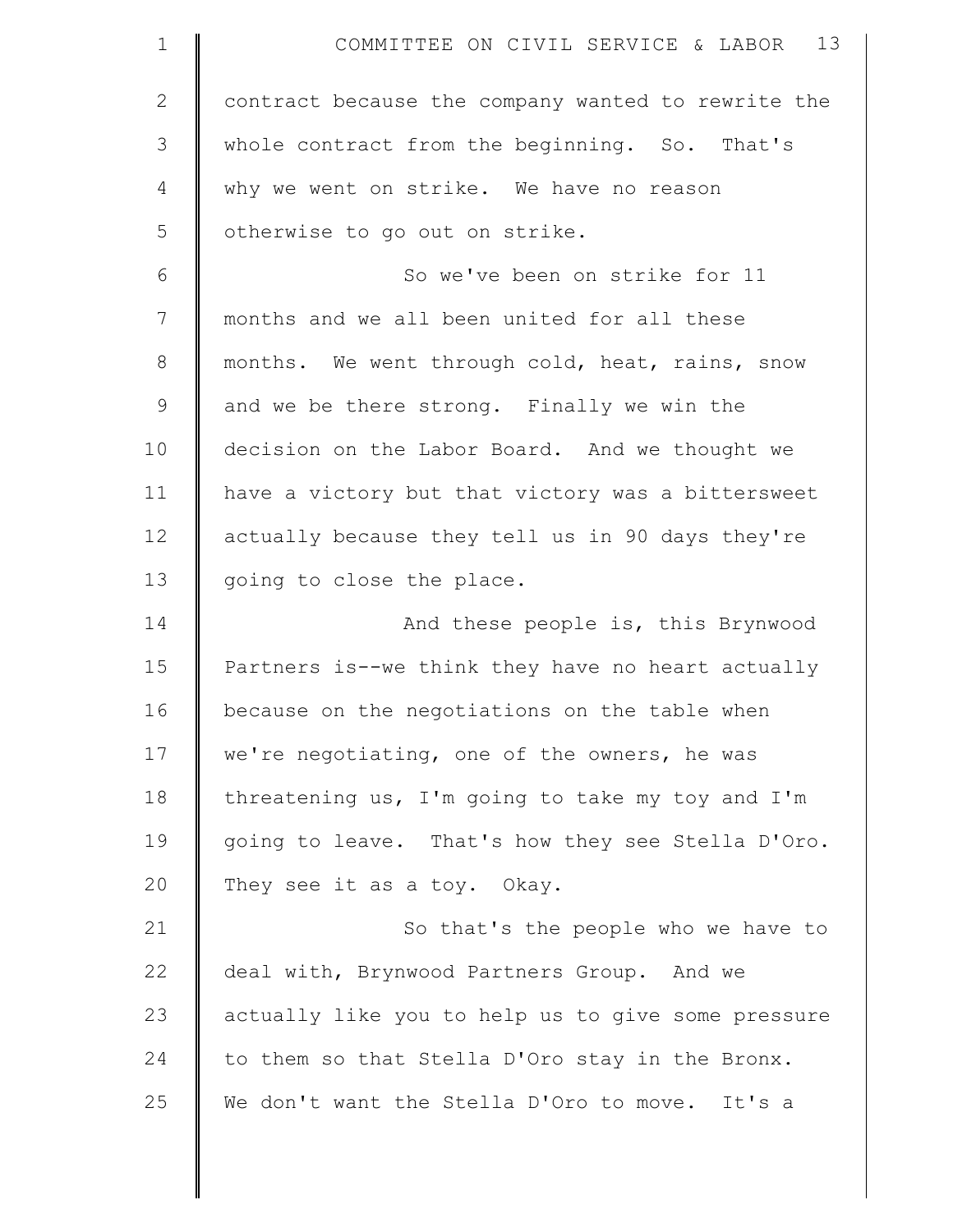contract because the company wanted to rewrite the whole contract from the beginning. So. That's why we went on strike. We have no reason otherwise to go out on strike.

So we've been on strike for 11 months and we all been united for all these months. We went through cold, heat, rains, snow and we be there strong. Finally we win the decision on the Labor Board. And we thought we have a victory but that victory was a bittersweet actually because they tell us in 90 days they're going to close the place.

And these people is, this Brynwood Partners is--we think they have no heart actually because on the negotiations on the table when we're negotiating, one of the owners, he was threatening us, I'm going to take my toy and I'm going to leave. That's how they see Stella D'Oro. They see it as a toy. Okay.

So that's the people who we have to deal with, Brynwood Partners Group. And we actually like you to help us to give some pressure to them so that Stella D'Oro stay in the Bronx. We don't want the Stella D'Oro to move. It's a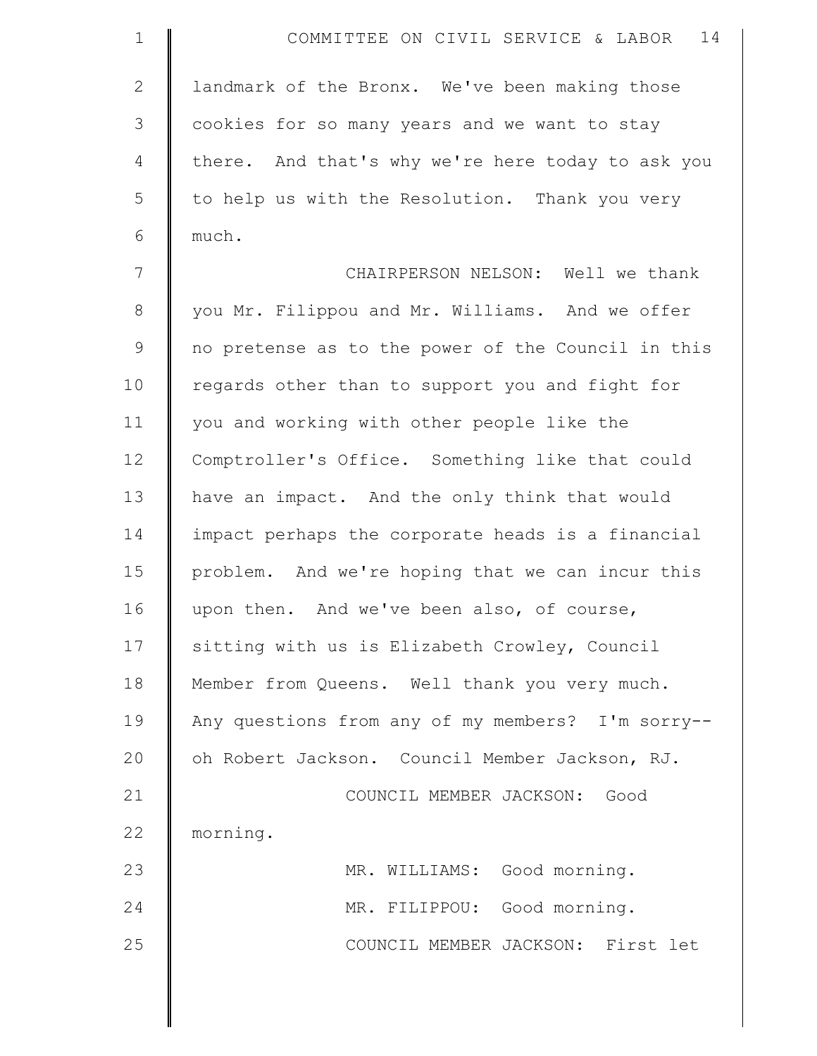landmark of the Bronx. We've been making those cookies for so many years and we want to stay there. And that's why we're here today to ask you to help us with the Resolution. Thank you very much.

CHAIRPERSON NELSON: Well we thank you Mr. Filippou and Mr. Williams. And we offer no pretense as to the power of the Council in this regards other than to support you and fight for you and working with other people like the Comptroller's Office. Something like that could have an impact. And the only think that would impact perhaps the corporate heads is a financial problem. And we're hoping that we can incur this upon then. And we've been also, of course, sitting with us is Elizabeth Crowley, Council Member from Queens. Well thank you very much. Any questions from any of my members? I'm sorry-- oh Robert Jackson. Council Member Jackson, RJ.

COUNCIL MEMBER JACKSON: Good morning.

MR. WILLIAMS: Good morning.

MR. FILIPPOU: Good morning.

COUNCIL MEMBER JACKSON: First let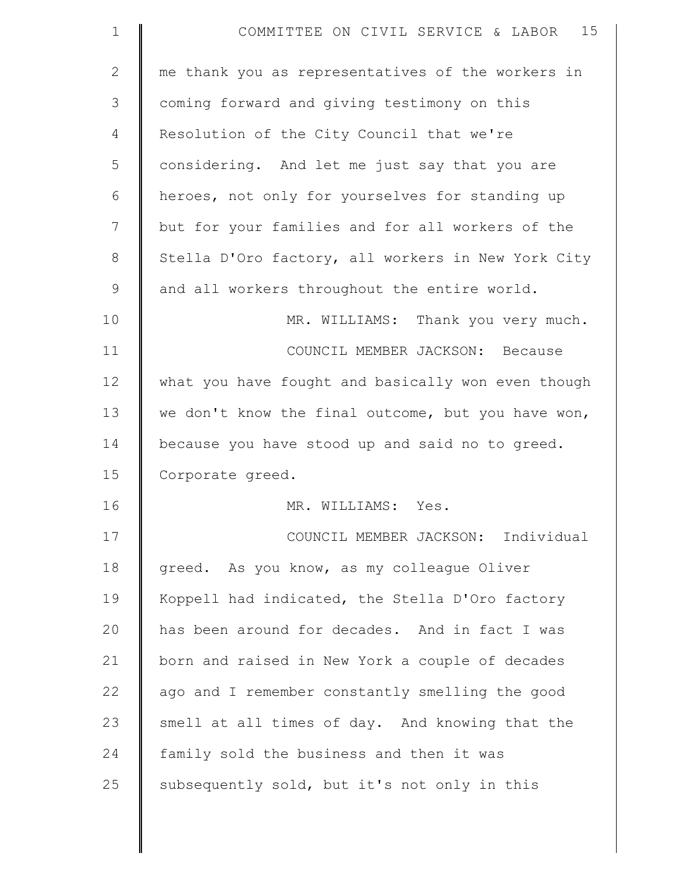me thank you as representatives of the workers in coming forward and giving testimony on this Resolution of the City Council that we're considering. And let me just say that you are heroes, not only for yourselves for standing up but for your families and for all workers of the Stella D'Oro factory, all workers in New York City and all workers throughout the entire world.

MR. WILLIAMS: Thank you very much.

COUNCIL MEMBER JACKSON: Because what you have fought and basically won even though we don't know the final outcome, but you have won, because you have stood up and said no to greed. Corporate greed.

MR. WILLIAMS: Yes.

COUNCIL MEMBER JACKSON: Individual greed. As you know, as my colleague Oliver Koppell had indicated, the Stella D'Oro factory has been around for decades. And in fact I was born and raised in New York a couple of decades ago and I remember constantly smelling the good smell at all times of day. And knowing that the family sold the business and then it was subsequently sold, but it's not only in this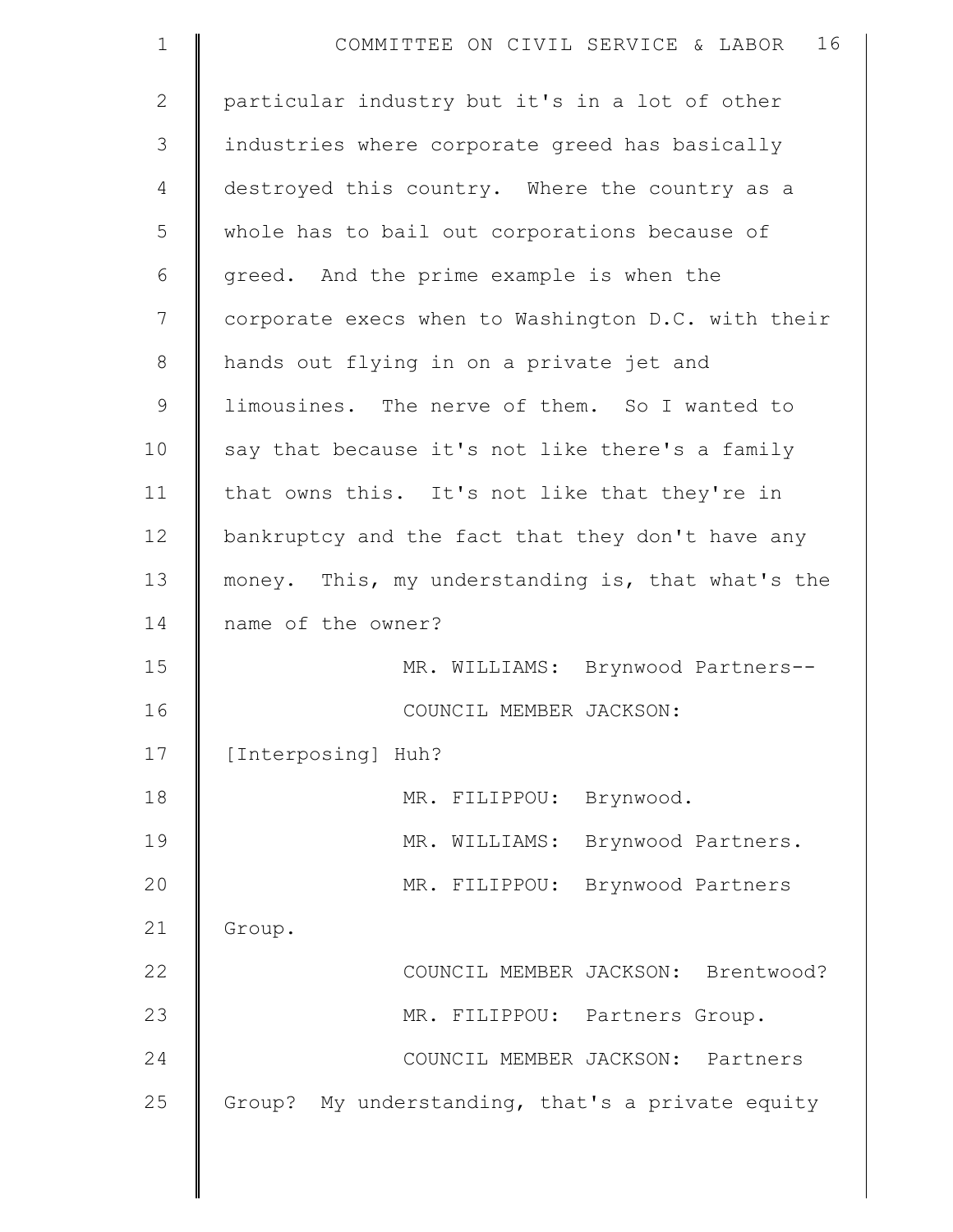particular industry but it's in a lot of other industries where corporate greed has basically destroyed this country. Where the country as a whole has to bail out corporations because of greed. And the prime example is when the corporate execs when to Washington D.C. with their hands out flying in on a private jet and limousines. The nerve of them. So I wanted to say that because it's not like there's a family that owns this. It's not like that they're in bankruptcy and the fact that they don't have any money. This, my understanding is, that what's the name of the owner?

MR. WILLIAMS: Brynwood Partners--

COUNCIL MEMBER JACKSON: [Interposing] Huh?

MR. FILIPPOU: Brynwood.

MR. WILLIAMS: Brynwood Partners.

MR. FILIPPOU: Brynwood Partners Group.

COUNCIL MEMBER JACKSON: Brentwood?

MR. FILIPPOU: Partners Group.

COUNCIL MEMBER JACKSON: Partners Group? My understanding, that's a private equity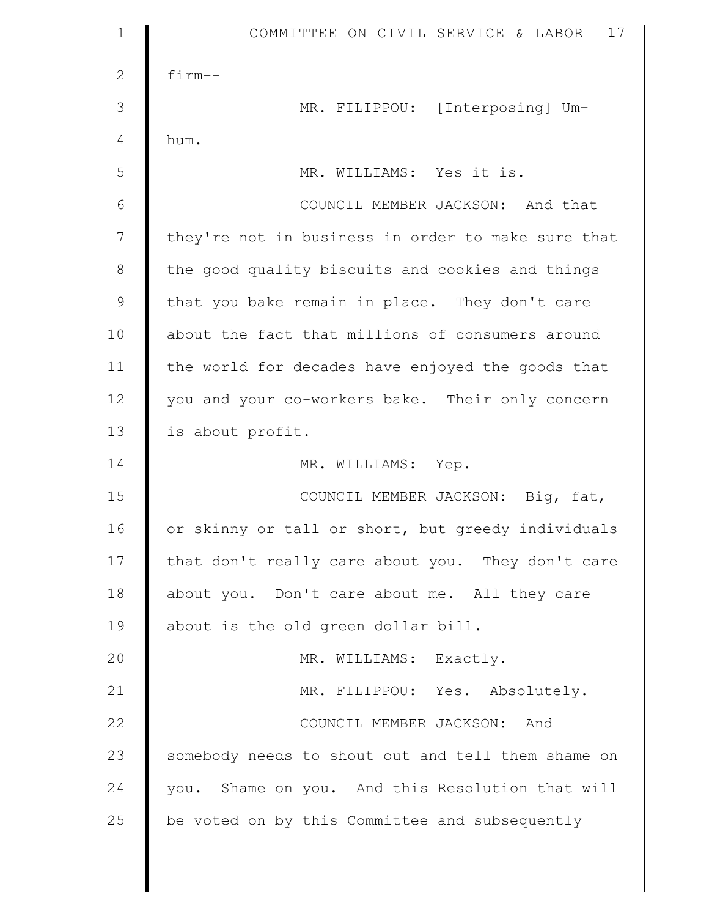firm--

MR. FILIPPOU: [Interposing] Um-hum.

MR. WILLIAMS: Yes it is.

COUNCIL MEMBER JACKSON: And that they're not in business in order to make sure that the good quality biscuits and cookies and things that you bake remain in place. They don't care about the fact that millions of consumers around the world for decades have enjoyed the goods that you and your co-workers bake. Their only concern is about profit.

MR. WILLIAMS: Yep.

COUNCIL MEMBER JACKSON: Big, fat, or skinny or tall or short, but greedy individuals that don't really care about you. They don't care about you. Don't care about me. All they care about is the old green dollar bill.

MR. WILLIAMS: Exactly.

MR. FILIPPOU: Yes. Absolutely.

COUNCIL MEMBER JACKSON: And somebody needs to shout out and tell them shame on you. Shame on you. And this Resolution that will be voted on by this Committee and subsequently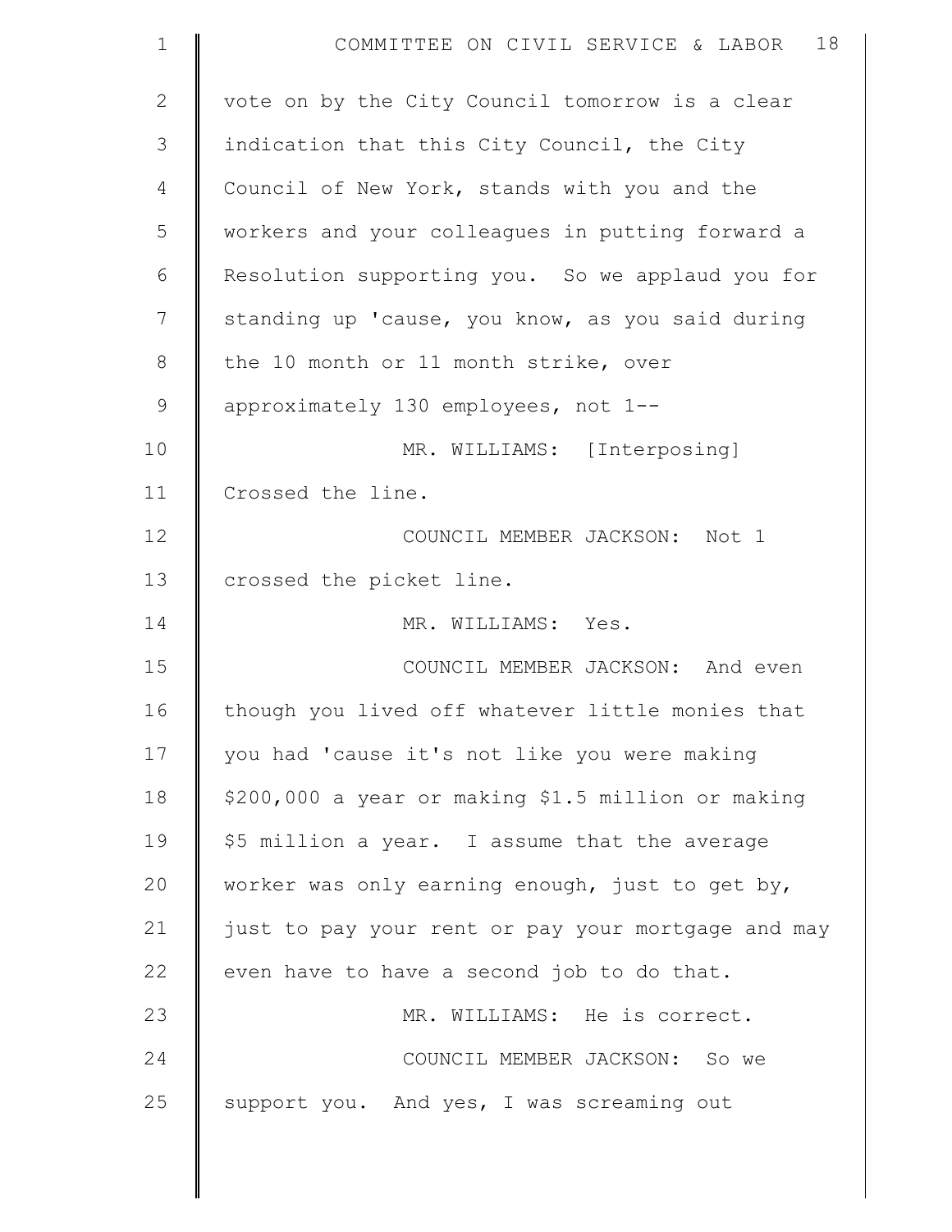vote on by the City Council tomorrow is a clear indication that this City Council, the City Council of New York, stands with you and the workers and your colleagues in putting forward a Resolution supporting you. So we applaud you for standing up 'cause, you know, as you said during the 10 month or 11 month strike, over approximately 130 employees, not 1--

MR. WILLIAMS: [Interposing] Crossed the line.

COUNCIL MEMBER JACKSON: Not 1 crossed the picket line.

MR. WILLIAMS: Yes.

COUNCIL MEMBER JACKSON: And even though you lived off whatever little monies that you had 'cause it's not like you were making $200,000 a year or making $1.5 million or making $5 million a year. I assume that the average worker was only earning enough, just to get by, just to pay your rent or pay your mortgage and may even have to have a second job to do that.

MR. WILLIAMS: He is correct.

COUNCIL MEMBER JACKSON: So we support you. And yes, I was screaming out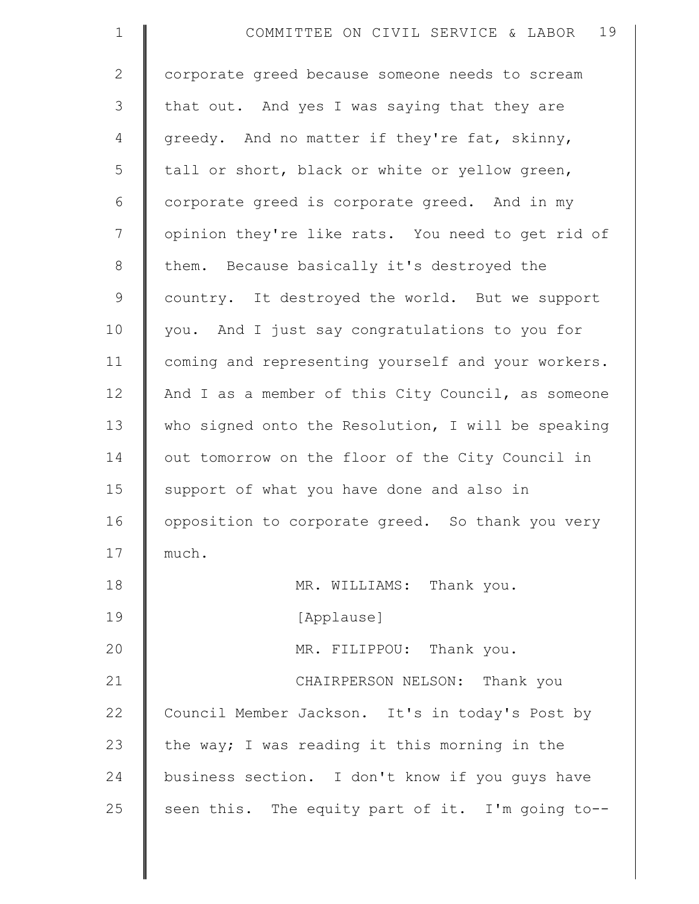corporate greed because someone needs to scream that out. And yes I was saying that they are greedy. And no matter if they're fat, skinny, tall or short, black or white or yellow green, corporate greed is corporate greed. And in my opinion they're like rats. You need to get rid of them. Because basically it's destroyed the country. It destroyed the world. But we support you. And I just say congratulations to you for coming and representing yourself and your workers. And I as a member of this City Council, as someone who signed onto the Resolution, I will be speaking out tomorrow on the floor of the City Council in support of what you have done and also in opposition to corporate greed. So thank you very much.

MR. WILLIAMS: Thank you.

[Applause]

MR. FILIPPOU: Thank you.

CHAIRPERSON NELSON: Thank you Council Member Jackson. It's in today's Post by the way; I was reading it this morning in the business section. I don't know if you guys have seen this. The equity part of it. I'm going to--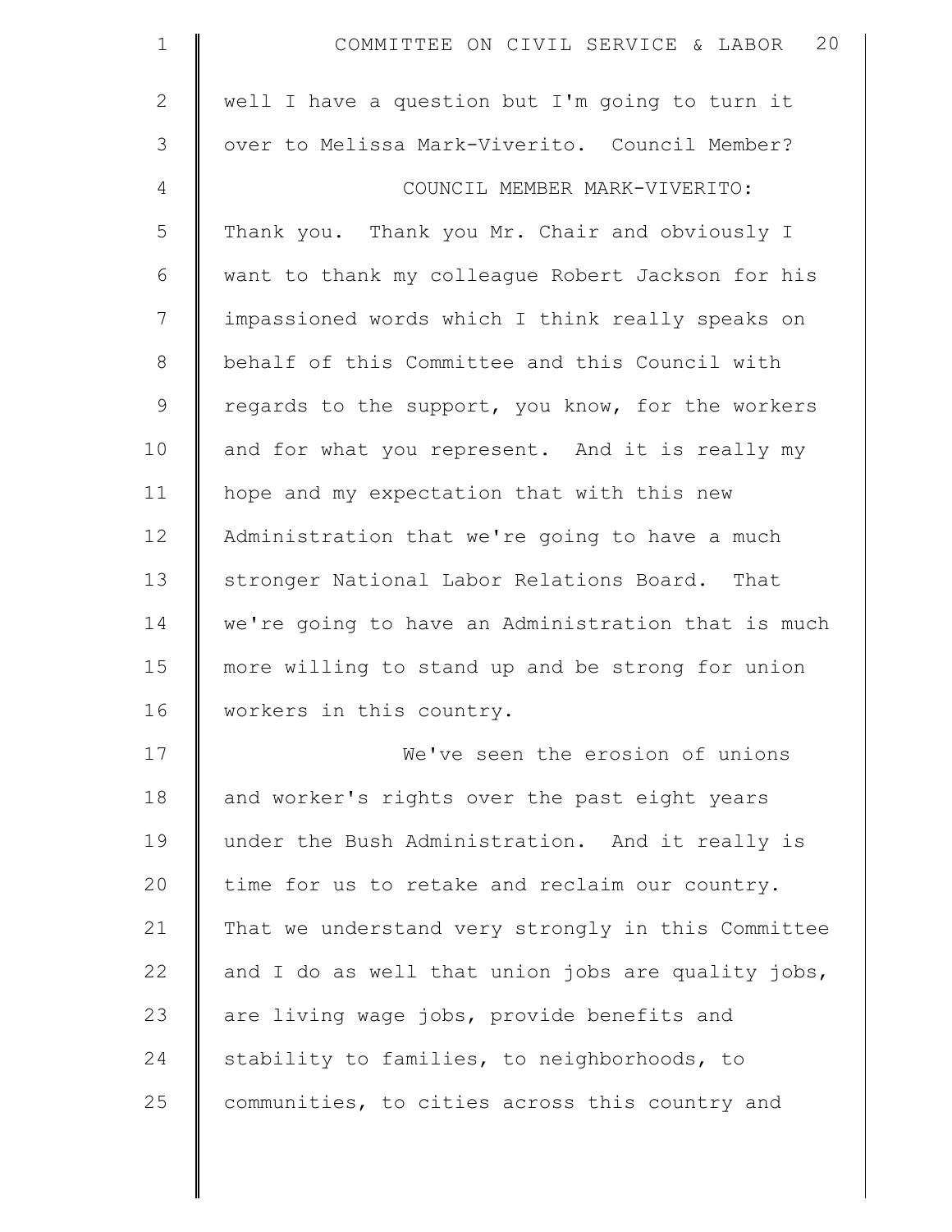well I have a question but I'm going to turn it over to Melissa Mark-Viverito. Council Member?

COUNCIL MEMBER MARK-VIVERITO: Thank you. Thank you Mr. Chair and obviously I want to thank my colleague Robert Jackson for his impassioned words which I think really speaks on behalf of this Committee and this Council with regards to the support, you know, for the workers and for what you represent. And it is really my hope and my expectation that with this new Administration that we're going to have a much stronger National Labor Relations Board. That we're going to have an Administration that is much more willing to stand up and be strong for union workers in this country.

We've seen the erosion of unions and worker's rights over the past eight years under the Bush Administration. And it really is time for us to retake and reclaim our country. That we understand very strongly in this Committee and I do as well that union jobs are quality jobs, are living wage jobs, provide benefits and stability to families, to neighborhoods, to communities, to cities across this country and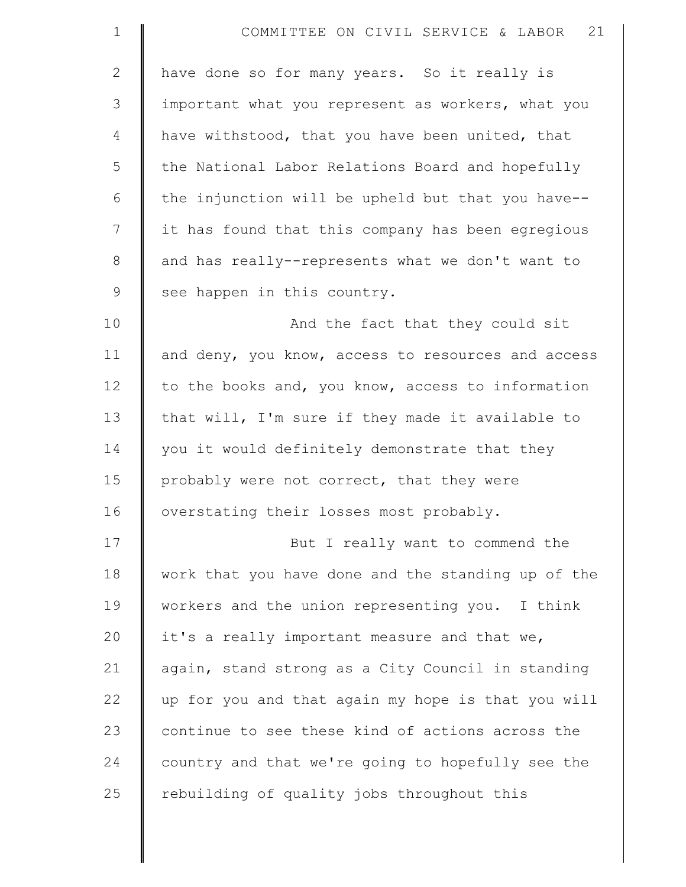have done so for many years. So it really is important what you represent as workers, what you have withstood, that you have been united, that the National Labor Relations Board and hopefully the injunction will be upheld but that you have-- it has found that this company has been egregious and has really--represents what we don't want to see happen in this country.

And the fact that they could sit and deny, you know, access to resources and access to the books and, you know, access to information that will, I'm sure if they made it available to you it would definitely demonstrate that they probably were not correct, that they were overstating their losses most probably.

But I really want to commend the work that you have done and the standing up of the workers and the union representing you. I think it's a really important measure and that we, again, stand strong as a City Council in standing up for you and that again my hope is that you will continue to see these kind of actions across the country and that we're going to hopefully see the rebuilding of quality jobs throughout this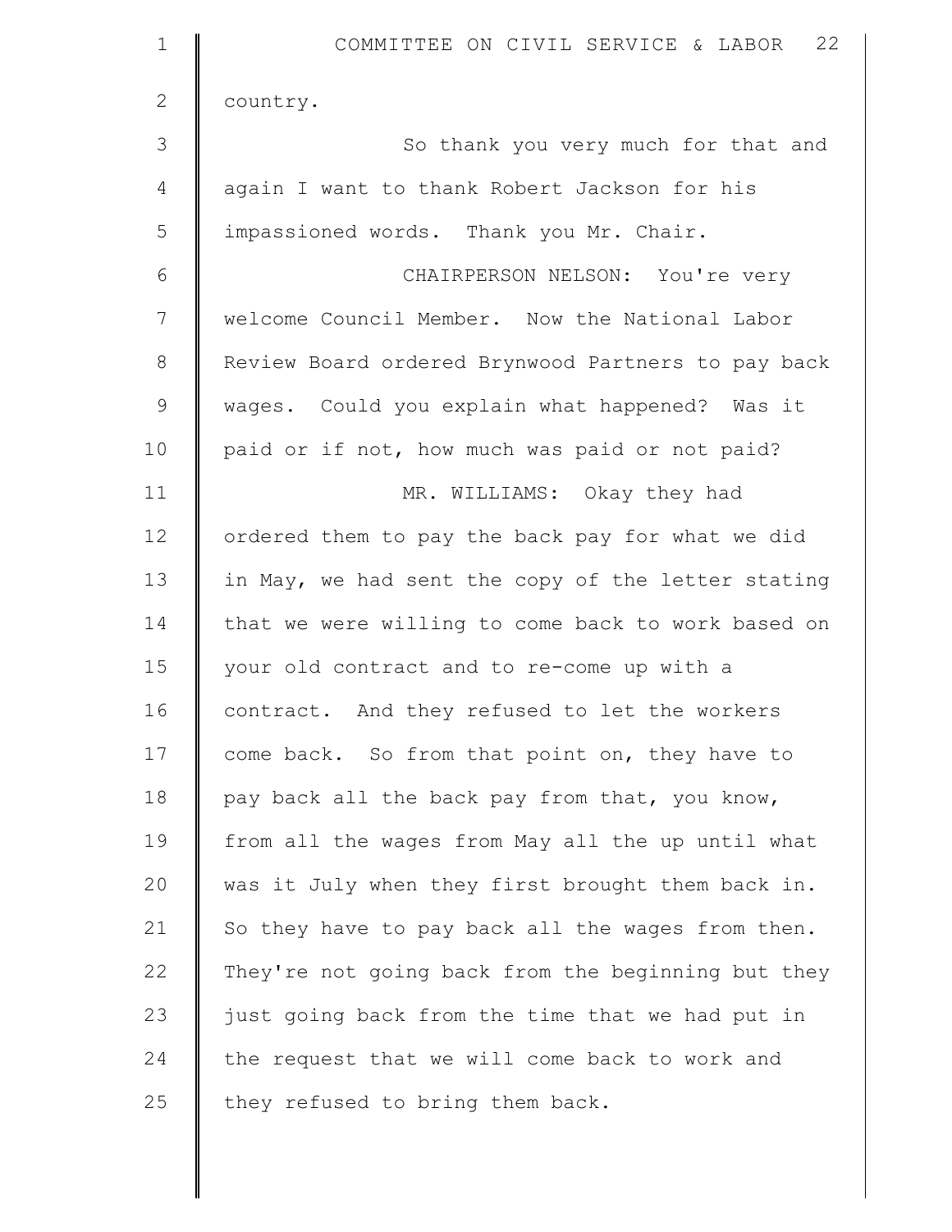country.

So thank you very much for that and again I want to thank Robert Jackson for his impassioned words. Thank you Mr. Chair.

CHAIRPERSON NELSON: You're very welcome Council Member. Now the National Labor Review Board ordered Brynwood Partners to pay back wages. Could you explain what happened? Was it paid or if not, how much was paid or not paid?

MR. WILLIAMS: Okay they had ordered them to pay the back pay for what we did in May, we had sent the copy of the letter stating that we were willing to come back to work based on your old contract and to re-come up with a contract. And they refused to let the workers come back. So from that point on, they have to pay back all the back pay from that, you know, from all the wages from May all the up until what was it July when they first brought them back in. So they have to pay back all the wages from then. They're not going back from the beginning but they just going back from the time that we had put in the request that we will come back to work and they refused to bring them back.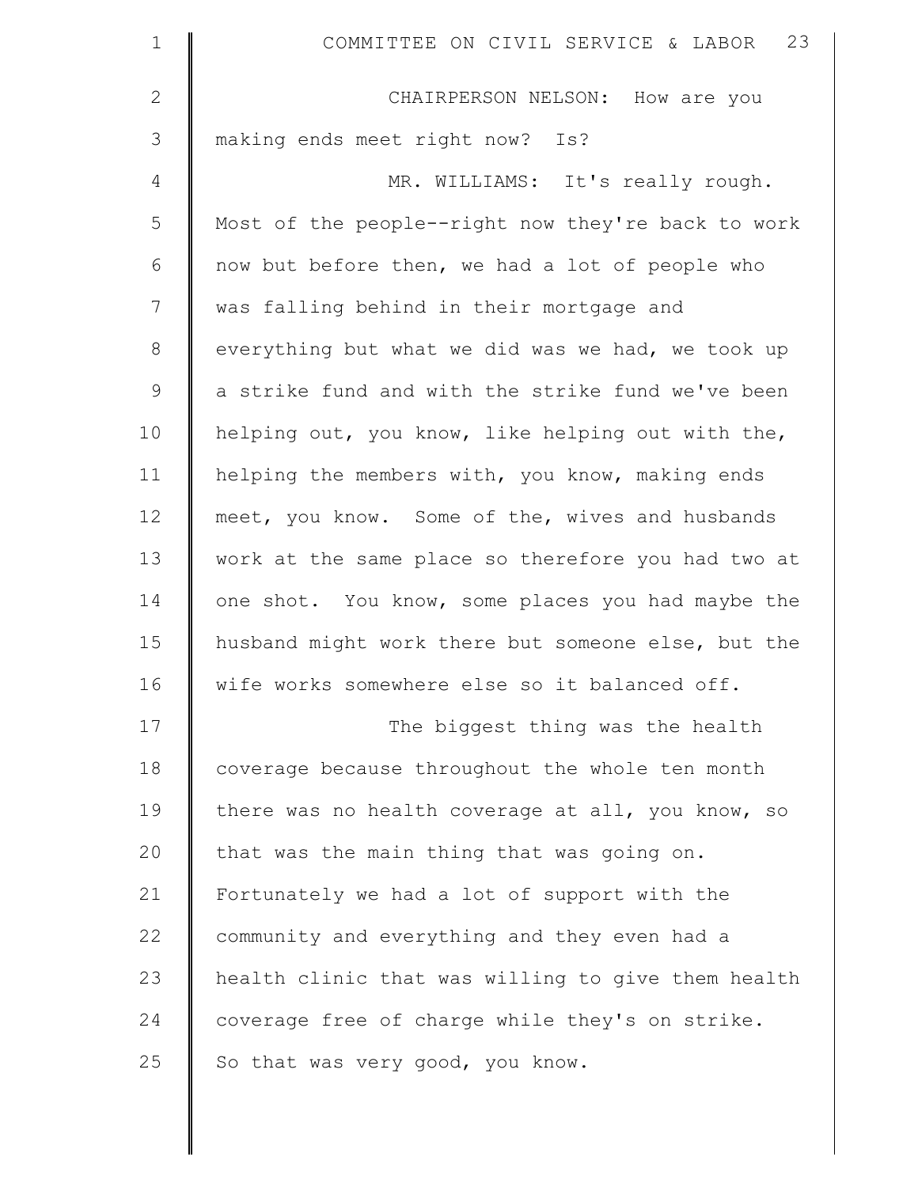CHAIRPERSON NELSON: How are you making ends meet right now? Is?

MR. WILLIAMS: It's really rough. Most of the people--right now they're back to work now but before then, we had a lot of people who was falling behind in their mortgage and everything but what we did was we had, we took up a strike fund and with the strike fund we've been helping out, you know, like helping out with the, helping the members with, you know, making ends meet, you know. Some of the, wives and husbands work at the same place so therefore you had two at one shot. You know, some places you had maybe the husband might work there but someone else, but the wife works somewhere else so it balanced off.

The biggest thing was the health coverage because throughout the whole ten month there was no health coverage at all, you know, so that was the main thing that was going on. Fortunately we had a lot of support with the community and everything and they even had a health clinic that was willing to give them health coverage free of charge while they's on strike. So that was very good, you know.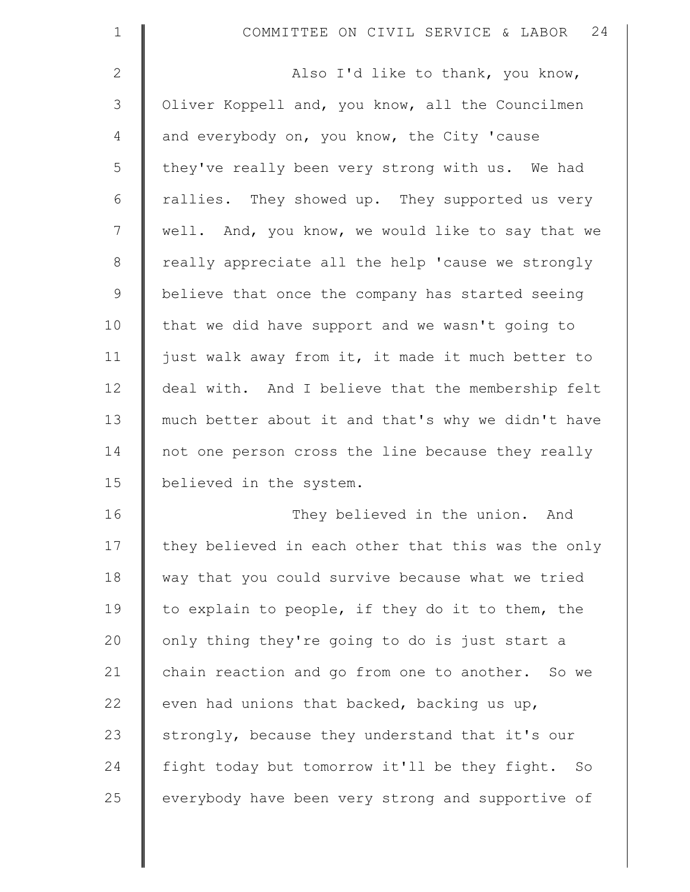Also I'd like to thank, you know, Oliver Koppell and, you know, all the Councilmen and everybody on, you know, the City 'cause they've really been very strong with us. We had rallies. They showed up. They supported us very well. And, you know, we would like to say that we really appreciate all the help 'cause we strongly believe that once the company has started seeing that we did have support and we wasn't going to just walk away from it, it made it much better to deal with. And I believe that the membership felt much better about it and that's why we didn't have not one person cross the line because they really believed in the system.

They believed in the union. And they believed in each other that this was the only way that you could survive because what we tried to explain to people, if they do it to them, the only thing they're going to do is just start a chain reaction and go from one to another. So we even had unions that backed, backing us up, strongly, because they understand that it's our fight today but tomorrow it'll be they fight. So everybody have been very strong and supportive of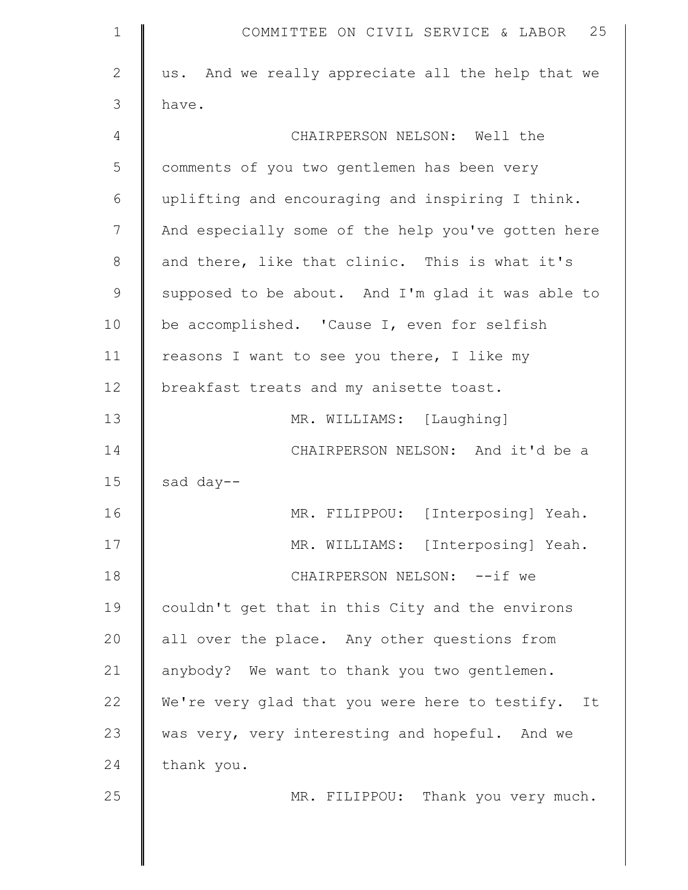us. And we really appreciate all the help that we have.

CHAIRPERSON NELSON: Well the comments of you two gentlemen has been very uplifting and encouraging and inspiring I think. And especially some of the help you've gotten here and there, like that clinic. This is what it's supposed to be about. And I'm glad it was able to be accomplished. 'Cause I, even for selfish reasons I want to see you there, I like my breakfast treats and my anisette toast.

MR. WILLIAMS: [Laughing]

CHAIRPERSON NELSON: And it'd be a sad day--

MR. FILIPPOU: [Interposing] Yeah.

MR. WILLIAMS: [Interposing] Yeah.

CHAIRPERSON NELSON: --if we couldn't get that in this City and the environs all over the place. Any other questions from anybody? We want to thank you two gentlemen. We're very glad that you were here to testify. It was very, very interesting and hopeful. And we thank you.

MR. FILIPPOU: Thank you very much.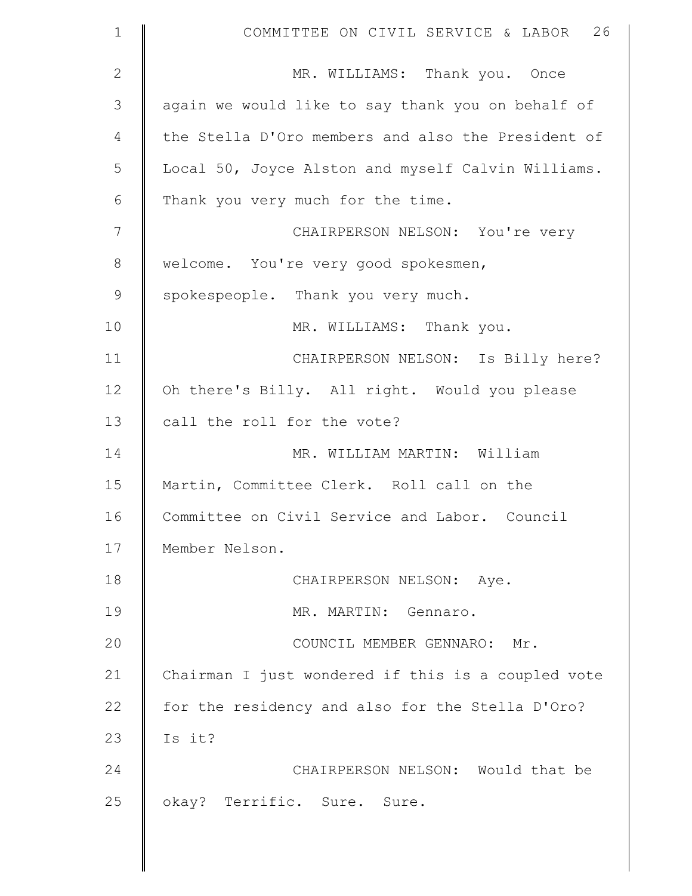MR. WILLIAMS: Thank you. Once again we would like to say thank you on behalf of the Stella D'Oro members and also the President of Local 50, Joyce Alston and myself Calvin Williams. Thank you very much for the time.

CHAIRPERSON NELSON: You're very welcome. You're very good spokesmen, spokespeople. Thank you very much.

MR. WILLIAMS: Thank you.

CHAIRPERSON NELSON: Is Billy here? Oh there's Billy. All right. Would you please call the roll for the vote?

MR. WILLIAM MARTIN: William Martin, Committee Clerk. Roll call on the Committee on Civil Service and Labor. Council Member Nelson.

CHAIRPERSON NELSON: Aye.

MR. MARTIN: Gennaro.

COUNCIL MEMBER GENNARO: Mr. Chairman I just wondered if this is a coupled vote for the residency and also for the Stella D'Oro? Is it?

CHAIRPERSON NELSON: Would that be okay? Terrific. Sure. Sure.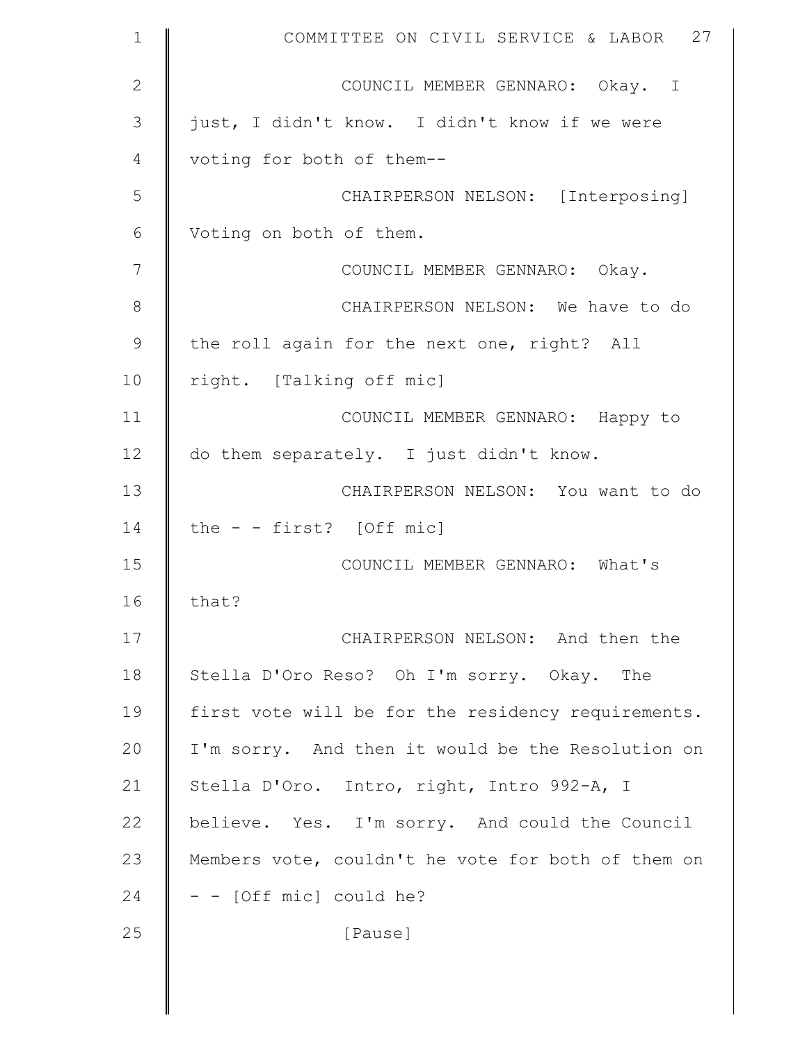COUNCIL MEMBER GENNARO: Okay. I just, I didn't know. I didn't know if we were voting for both of them--

CHAIRPERSON NELSON: [Interposing] Voting on both of them.

COUNCIL MEMBER GENNARO: Okay.

CHAIRPERSON NELSON: We have to do the roll again for the next one, right? All right. [Talking off mic]

COUNCIL MEMBER GENNARO: Happy to do them separately. I just didn't know.

CHAIRPERSON NELSON: You want to do the - - first? [Off mic]

COUNCIL MEMBER GENNARO: What's that?

CHAIRPERSON NELSON: And then the Stella D'Oro Reso? Oh I'm sorry. Okay. The first vote will be for the residency requirements. I'm sorry. And then it would be the Resolution on Stella D'Oro. Intro, right, Intro 992-A, I believe. Yes. I'm sorry. And could the Council Members vote, couldn't he vote for both of them on - - [Off mic] could he?

[Pause]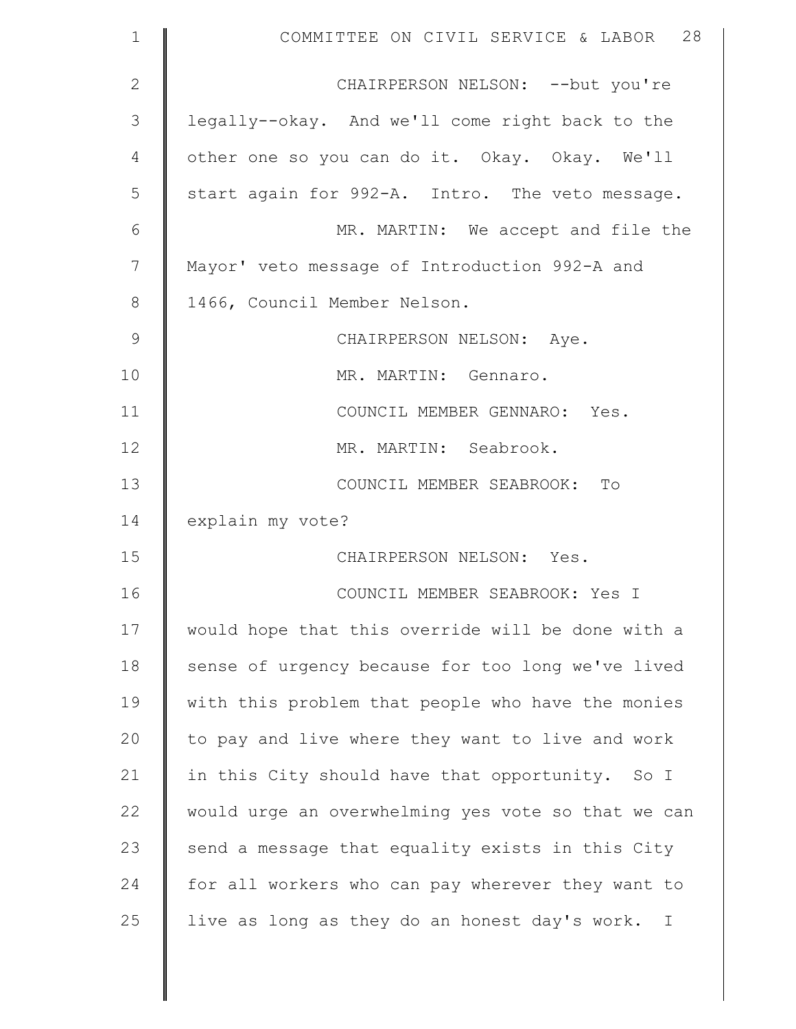CHAIRPERSON NELSON: --but you're legally--okay. And we'll come right back to the other one so you can do it. Okay. Okay. We'll start again for 992-A. Intro. The veto message.

MR. MARTIN: We accept and file the Mayor' veto message of Introduction 992-A and 1466, Council Member Nelson.

CHAIRPERSON NELSON: Aye.

MR. MARTIN: Gennaro.

COUNCIL MEMBER GENNARO: Yes.

MR. MARTIN: Seabrook.

COUNCIL MEMBER SEABROOK: To explain my vote?

CHAIRPERSON NELSON: Yes.

COUNCIL MEMBER SEABROOK: Yes I would hope that this override will be done with a sense of urgency because for too long we've lived with this problem that people who have the monies to pay and live where they want to live and work in this City should have that opportunity. So I would urge an overwhelming yes vote so that we can send a message that equality exists in this City for all workers who can pay wherever they want to live as long as they do an honest day's work. I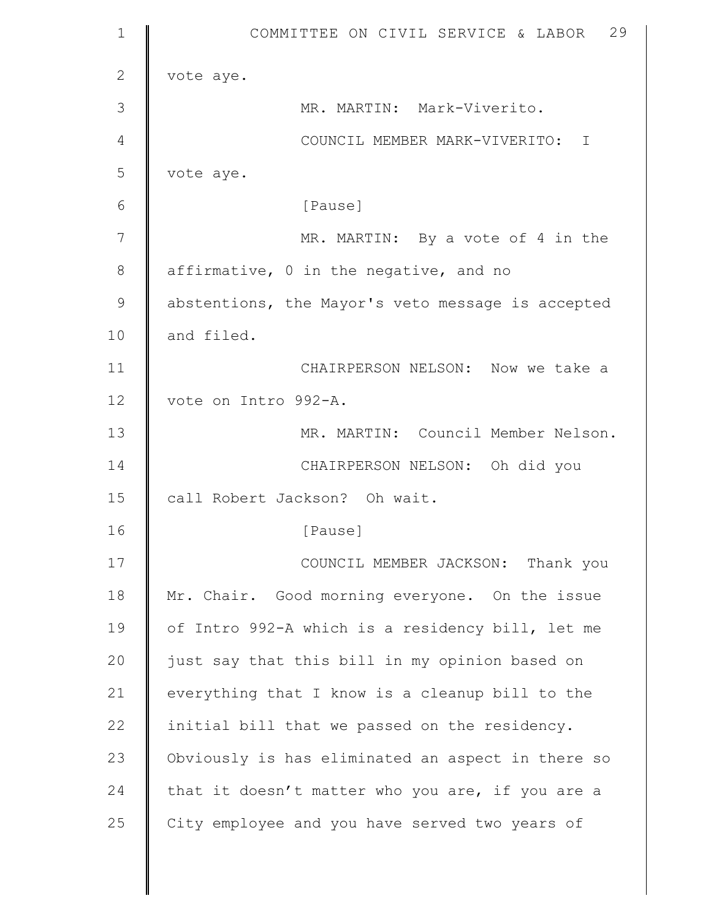vote aye.

MR. MARTIN: Mark-Viverito.

COUNCIL MEMBER MARK-VIVERITO: I vote aye.

[Pause]

MR. MARTIN: By a vote of 4 in the affirmative, 0 in the negative, and no abstentions, the Mayor's veto message is accepted and filed.

CHAIRPERSON NELSON: Now we take a vote on Intro 992-A.

MR. MARTIN: Council Member Nelson.

CHAIRPERSON NELSON: Oh did you call Robert Jackson? Oh wait.

[Pause]

COUNCIL MEMBER JACKSON: Thank you Mr. Chair. Good morning everyone. On the issue of Intro 992-A which is a residency bill, let me just say that this bill in my opinion based on everything that I know is a cleanup bill to the initial bill that we passed on the residency. Obviously is has eliminated an aspect in there so that it doesn’t matter who you are, if you are a City employee and you have served two years of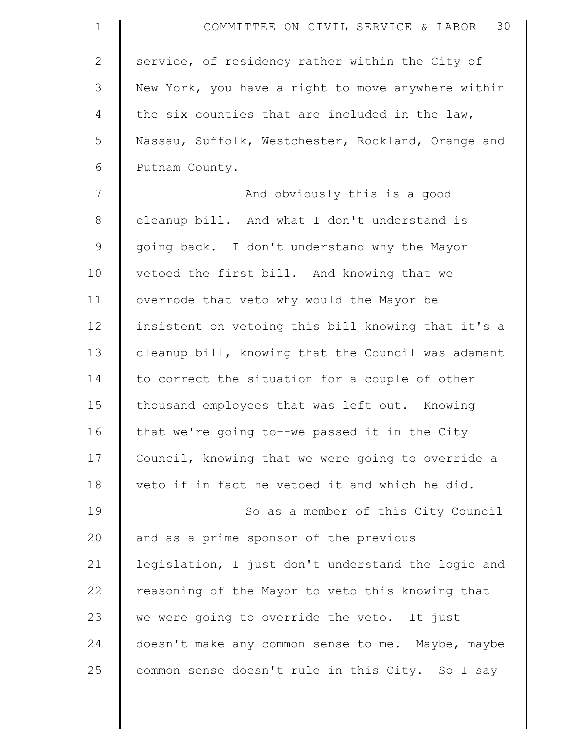service, of residency rather within the City of New York, you have a right to move anywhere within the six counties that are included in the law, Nassau, Suffolk, Westchester, Rockland, Orange and Putnam County.

And obviously this is a good cleanup bill. And what I don't understand is going back. I don't understand why the Mayor vetoed the first bill. And knowing that we overrode that veto why would the Mayor be insistent on vetoing this bill knowing that it's a cleanup bill, knowing that the Council was adamant to correct the situation for a couple of other thousand employees that was left out. Knowing that we're going to--we passed it in the City Council, knowing that we were going to override a veto if in fact he vetoed it and which he did.

So as a member of this City Council and as a prime sponsor of the previous legislation, I just don't understand the logic and reasoning of the Mayor to veto this knowing that we were going to override the veto. It just doesn't make any common sense to me. Maybe, maybe common sense doesn't rule in this City. So I say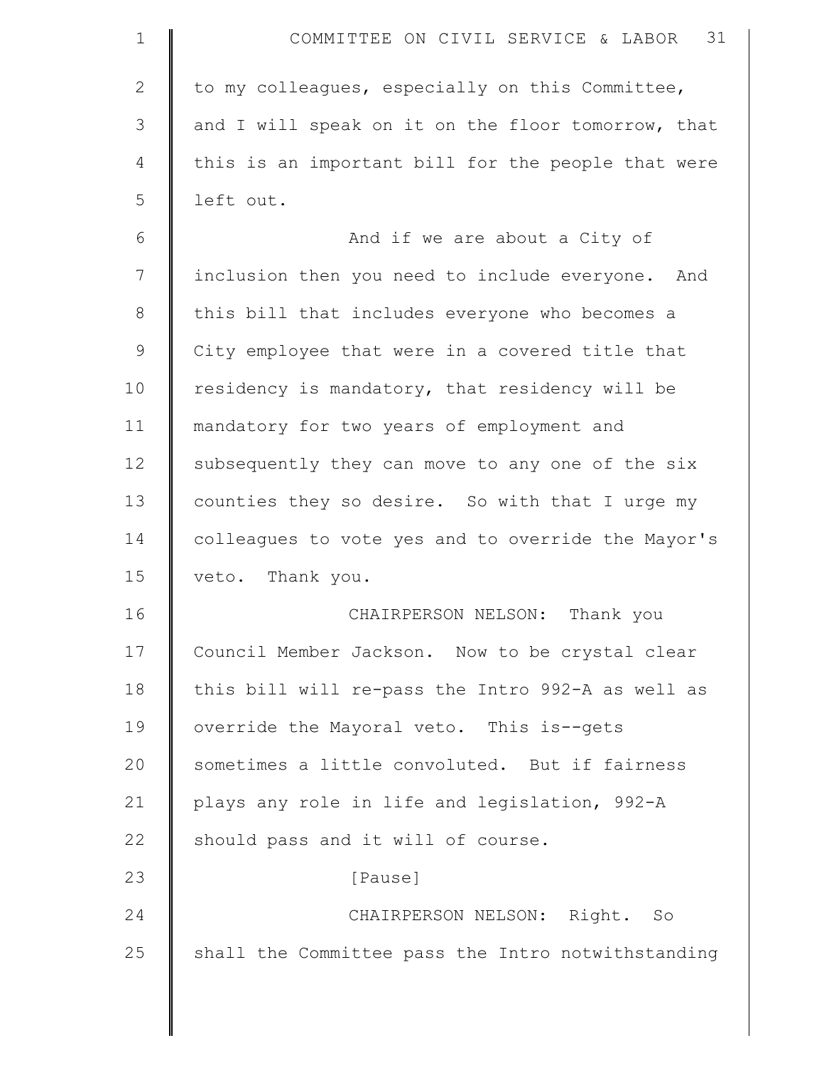to my colleagues, especially on this Committee, and I will speak on it on the floor tomorrow, that this is an important bill for the people that were left out.

And if we are about a City of inclusion then you need to include everyone. And this bill that includes everyone who becomes a City employee that were in a covered title that residency is mandatory, that residency will be mandatory for two years of employment and subsequently they can move to any one of the six counties they so desire. So with that I urge my colleagues to vote yes and to override the Mayor's veto. Thank you.

CHAIRPERSON NELSON: Thank you Council Member Jackson. Now to be crystal clear this bill will re-pass the Intro 992-A as well as override the Mayoral veto. This is--gets sometimes a little convoluted. But if fairness plays any role in life and legislation, 992-A should pass and it will of course.

[Pause]

CHAIRPERSON NELSON: Right. So shall the Committee pass the Intro notwithstanding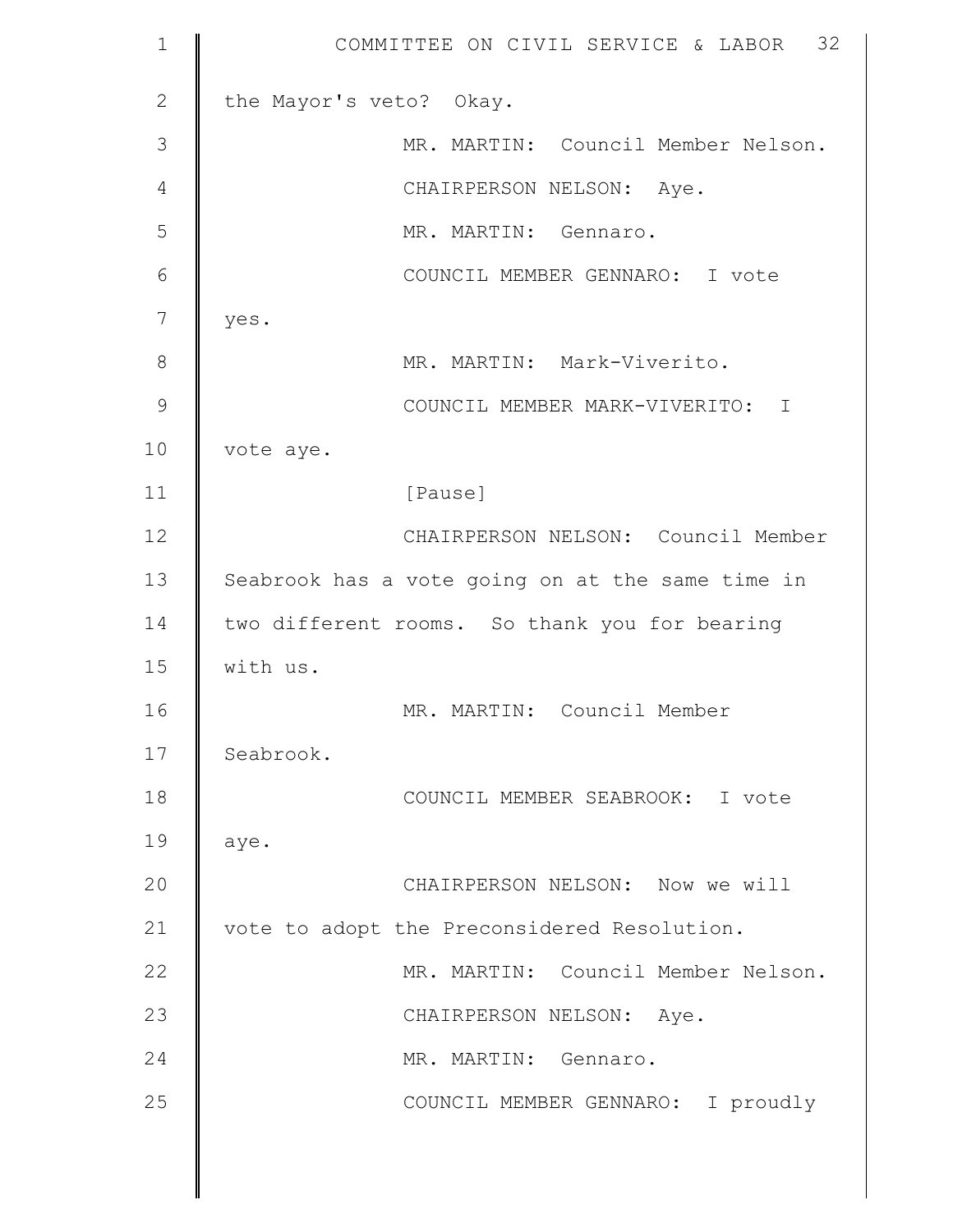the Mayor's veto? Okay.

MR. MARTIN: Council Member Nelson.

CHAIRPERSON NELSON: Aye.

MR. MARTIN: Gennaro.

COUNCIL MEMBER GENNARO: I vote yes.

MR. MARTIN: Mark-Viverito.

COUNCIL MEMBER MARK-VIVERITO: I vote aye.

[Pause]

CHAIRPERSON NELSON: Council Member Seabrook has a vote going on at the same time in two different rooms. So thank you for bearing with us.

MR. MARTIN: Council Member Seabrook.

COUNCIL MEMBER SEABROOK: I vote aye.

CHAIRPERSON NELSON: Now we will vote to adopt the Preconsidered Resolution.

MR. MARTIN: Council Member Nelson.

CHAIRPERSON NELSON: Aye.

MR. MARTIN: Gennaro.

COUNCIL MEMBER GENNARO: I proudly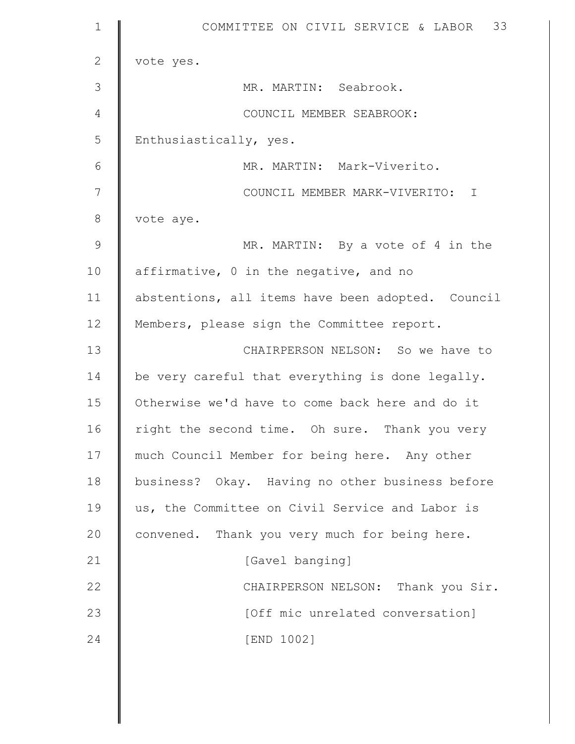vote yes.

MR. MARTIN: Seabrook.

COUNCIL MEMBER SEABROOK: Enthusiastically, yes.

MR. MARTIN: Mark-Viverito.

COUNCIL MEMBER MARK-VIVERITO: I vote aye.

MR. MARTIN: By a vote of 4 in the affirmative, 0 in the negative, and no abstentions, all items have been adopted. Council Members, please sign the Committee report.

CHAIRPERSON NELSON: So we have to be very careful that everything is done legally. Otherwise we'd have to come back here and do it right the second time. Oh sure. Thank you very much Council Member for being here. Any other business? Okay. Having no other business before us, the Committee on Civil Service and Labor is convened. Thank you very much for being here.

[Gavel banging]

CHAIRPERSON NELSON: Thank you Sir.

[Off mic unrelated conversation]

[END 1002]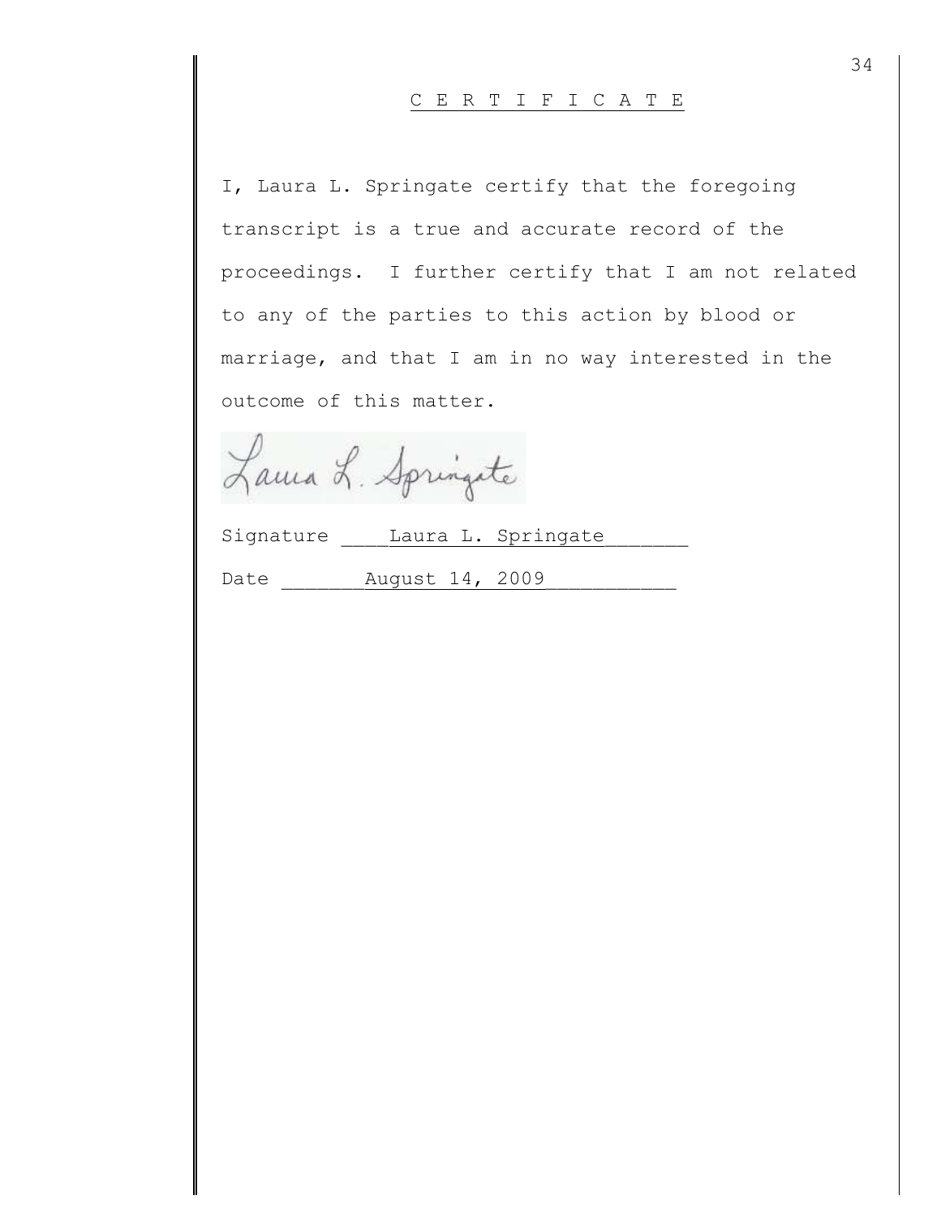## C E R T I F I C A T E

I, Laura L. Springate certify that the foregoing transcript is a true and accurate record of the proceedings. I further certify that I am not related to any of the parties to this action by blood or marriage, and that I am in no way interested in the outcome of this matter.

Laura L. Springate

Signature ____Laura L. Springate_______

Date _______August 14, 2009___________